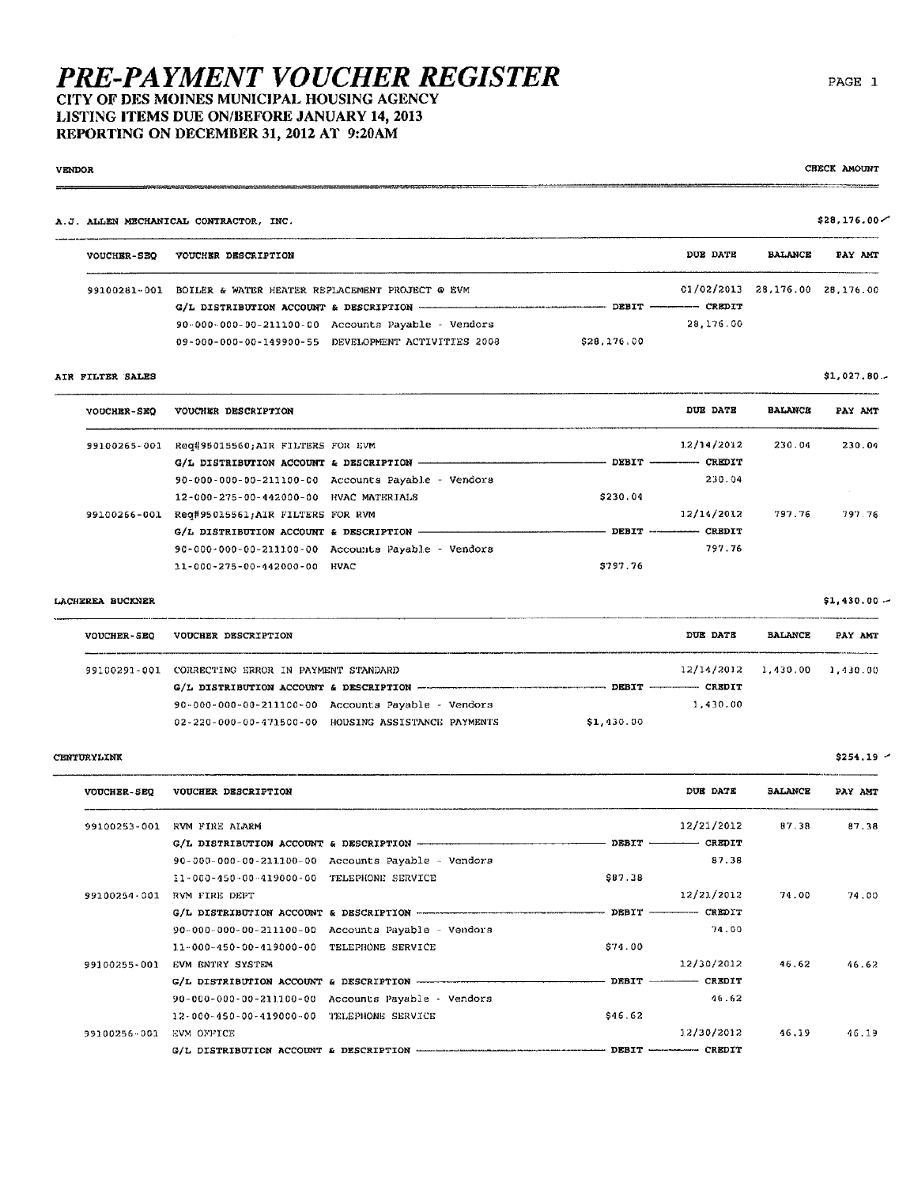# PRE-PAYMENT VOUCHER REGISTER

**CITY OF DES MOINES MUNICIPAL HOUSING AGENCY**
**LISTING ITEMS DUE ON/BEFORE JANUARY 14, 2013**
**REPORTING ON DECEMBER 31, 2012 AT 9:20AM**

**VENDOR** — **CHECK AMOUNT**

### A.J. ALLEN MECHANICAL CONTRACTOR, INC. — $28,176.00

| VOUCHER-SEQ | VOUCHER DESCRIPTION | | DUE DATE | BALANCE | PAY AMT |
|---|---|---|---|---|---|
| 99100281-001 | BOILER & WATER HEATER REPLACEMENT PROJECT @ EVM | | 01/02/2013 | 28,176.00 | 28,176.00 |
| | G/L DISTRIBUTION ACCOUNT & DESCRIPTION | DEBIT | CREDIT | | |
| | 90-000-000-00-211100-00 Accounts Payable - Vendors | | 28,176.00 | | |
| | 09-000-000-00-149900-55 DEVELOPMENT ACTIVITIES 2008 | $28,176.00 | | | |

### AIR FILTER SALES — $1,027.80

| VOUCHER-SEQ | VOUCHER DESCRIPTION | | DUE DATE | BALANCE | PAY AMT |
|---|---|---|---|---|---|
| 99100265-001 | Req#95015560;AIR FILTERS FOR EVM | | 12/14/2012 | 230.04 | 230.04 |
| | G/L DISTRIBUTION ACCOUNT & DESCRIPTION | DEBIT | CREDIT | | |
| | 90-000-000-00-211100-00 Accounts Payable - Vendors | | 230.04 | | |
| | 12-000-275-00-442000-00 HVAC MATERIALS | $230.04 | | | |
| 99100266-001 | Req#95015561;AIR FILTERS FOR RVM | | 12/14/2012 | 797.76 | 797.76 |
| | G/L DISTRIBUTION ACCOUNT & DESCRIPTION | DEBIT | CREDIT | | |
| | 90-000-000-00-211100-00 Accounts Payable - Vendors | | 797.76 | | |
| | 11-000-275-00-442000-00 HVAC | $797.76 | | | |

### LACHEREA BUCKNER — $1,430.00

| VOUCHER-SEQ | VOUCHER DESCRIPTION | | DUE DATE | BALANCE | PAY AMT |
|---|---|---|---|---|---|
| 99100291-001 | CORRECTING ERROR IN PAYMENT STANDARD | | 12/14/2012 | 1,430.00 | 1,430.00 |
| | G/L DISTRIBUTION ACCOUNT & DESCRIPTION | DEBIT | CREDIT | | |
| | 90-000-000-00-211100-00 Accounts Payable - Vendors | | 1,430.00 | | |
| | 02-220-000-00-471500-00 HOUSING ASSISTANCE PAYMENTS | $1,430.00 | | | |

### CENTURYLINK — $254.19

| VOUCHER-SEQ | VOUCHER DESCRIPTION | | DUE DATE | BALANCE | PAY AMT |
|---|---|---|---|---|---|
| 99100253-001 | RVM FIRE ALARM | | 12/21/2012 | 87.38 | 87.38 |
| | G/L DISTRIBUTION ACCOUNT & DESCRIPTION | DEBIT | CREDIT | | |
| | 90-000-000-00-211100-00 Accounts Payable - Vendors | | 87.38 | | |
| | 11-000-450-00-419000-00 TELEPHONE SERVICE | $87.38 | | | |
| 99100254-001 | RVM FIRE DEPT | | 12/21/2012 | 74.00 | 74.00 |
| | G/L DISTRIBUTION ACCOUNT & DESCRIPTION | DEBIT | CREDIT | | |
| | 90-000-000-00-211100-00 Accounts Payable - Vendors | | 74.00 | | |
| | 11-000-450-00-419000-00 TELEPHONE SERVICE | $74.00 | | | |
| 99100255-001 | EVM ENTRY SYSTEM | | 12/30/2012 | 46.62 | 46.62 |
| | G/L DISTRIBUTION ACCOUNT & DESCRIPTION | DEBIT | CREDIT | | |
| | 90-000-000-00-211100-00 Accounts Payable - Vendors | | 46.62 | | |
| | 12-000-450-00-419000-00 TELEPHONE SERVICE | $46.62 | | | |
| 99100256-001 | EVM OFFICE | | 12/30/2012 | 46.19 | 46.19 |
| | G/L DISTRIBUTION ACCOUNT & DESCRIPTION | DEBIT | CREDIT | | |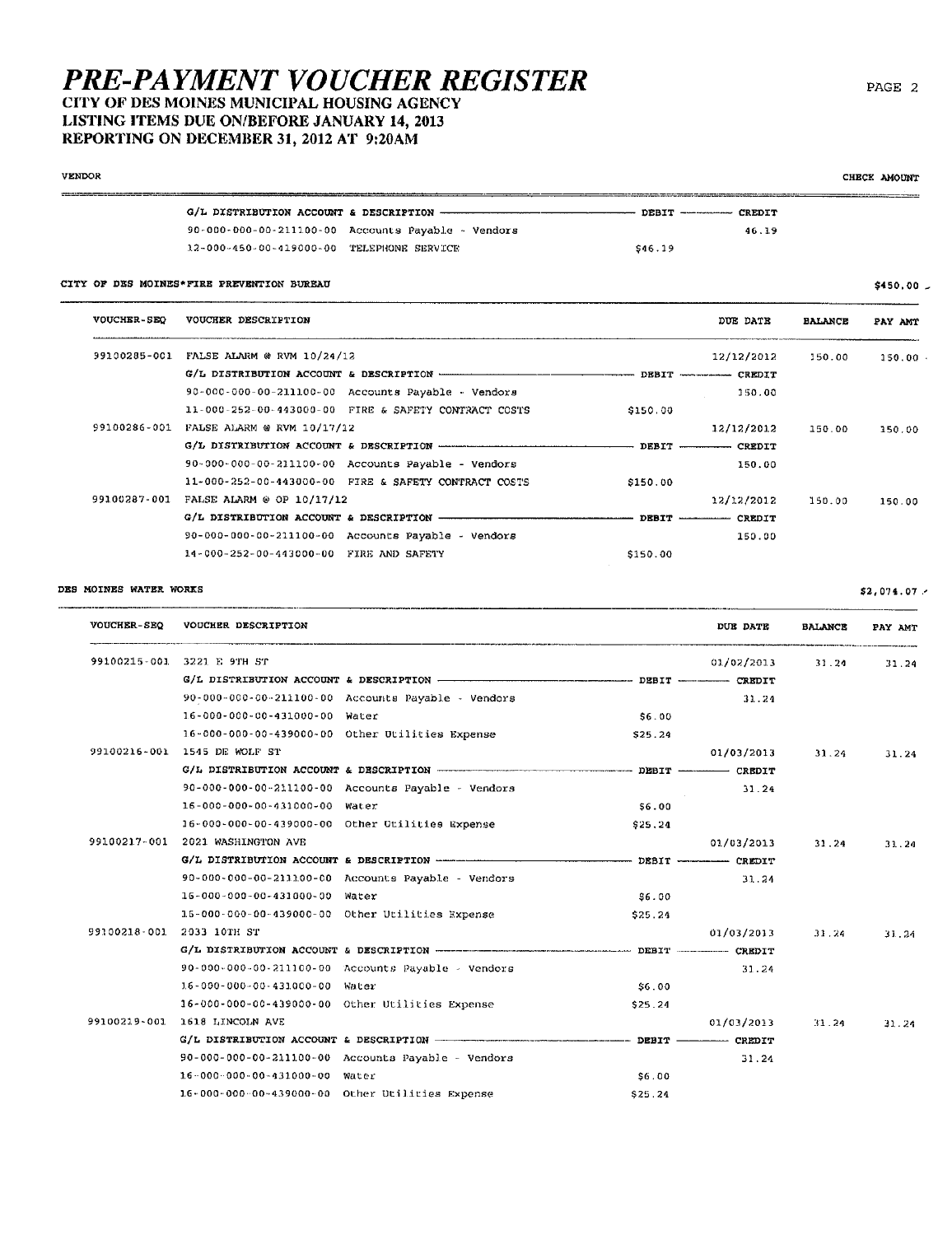# PRE-PAYMENT VOUCHER REGISTER

**CITY OF DES MOINES MUNICIPAL HOUSING AGENCY**
**LISTING ITEMS DUE ON/BEFORE JANUARY 14, 2013**
**REPORTING ON DECEMBER 31, 2012 AT 9:20AM**

VENDOR | CHECK AMOUNT

| G/L DISTRIBUTION ACCOUNT & DESCRIPTION | | DEBIT | CREDIT |
|---|---|---|---|
| 90-000-000-00-211100-00 | Accounts Payable - Vendors | | 46.19 |
| 12-000-450-00-419000-00 | TELEPHONE SERVICE | $46.19 | |

## CITY OF DES MOINES*FIRE PREVENTION BUREAU — $450.00

| VOUCHER-SEQ | VOUCHER DESCRIPTION | | DEBIT | CREDIT | DUE DATE | BALANCE | PAY AMT |
|---|---|---|---|---|---|---|---|
| 99100285-001 | FALSE ALARM @ RVM 10/24/12 | | | | 12/12/2012 | 150.00 | 150.00 |
| | G/L DISTRIBUTION ACCOUNT & DESCRIPTION | | DEBIT | CREDIT | | | |
| | 90-000-000-00-211100-00 | Accounts Payable - Vendors | | 150.00 | | | |
| | 11-000-252-00-443000-00 | FIRE & SAFETY CONTRACT COSTS | $150.00 | | | | |
| 99100286-001 | FALSE ALARM @ RVM 10/17/12 | | | | 12/12/2012 | 150.00 | 150.00 |
| | G/L DISTRIBUTION ACCOUNT & DESCRIPTION | | DEBIT | CREDIT | | | |
| | 90-000-000-00-211100-00 | Accounts Payable - Vendors | | 150.00 | | | |
| | 11-000-252-00-443000-00 | FIRE & SAFETY CONTRACT COSTS | $150.00 | | | | |
| 99100287-001 | FALSE ALARM @ OP 10/17/12 | | | | 12/12/2012 | 150.00 | 150.00 |
| | G/L DISTRIBUTION ACCOUNT & DESCRIPTION | | DEBIT | CREDIT | | | |
| | 90-000-000-00-211100-00 | Accounts Payable - Vendors | | 150.00 | | | |
| | 14-000-252-00-443000-00 | FIRE AND SAFETY | $150.00 | | | | |

## DES MOINES WATER WORKS — $2,074.07

| VOUCHER-SEQ | VOUCHER DESCRIPTION | | DEBIT | CREDIT | DUE DATE | BALANCE | PAY AMT |
|---|---|---|---|---|---|---|---|
| 99100215-001 | 3221 E 9TH ST | | | | 01/02/2013 | 31.24 | 31.24 |
| | G/L DISTRIBUTION ACCOUNT & DESCRIPTION | | DEBIT | CREDIT | | | |
| | 90-000-000-00-211100-00 | Accounts Payable - Vendors | | 31.24 | | | |
| | 16-000-000-00-431000-00 | Water | $6.00 | | | | |
| | 16-000-000-00-439000-00 | Other Utilities Expense | $25.24 | | | | |
| 99100216-001 | 1545 DE WOLF ST | | | | 01/03/2013 | 31.24 | 31.24 |
| | G/L DISTRIBUTION ACCOUNT & DESCRIPTION | | DEBIT | CREDIT | | | |
| | 90-000-000-00-211100-00 | Accounts Payable - Vendors | | 31.24 | | | |
| | 16-000-000-00-431000-00 | Water | $6.00 | | | | |
| | 16-000-000-00-439000-00 | Other Utilities Expense | $25.24 | | | | |
| 99100217-001 | 2021 WASHINGTON AVE | | | | 01/03/2013 | 31.24 | 31.24 |
| | G/L DISTRIBUTION ACCOUNT & DESCRIPTION | | DEBIT | CREDIT | | | |
| | 90-000-000-00-211100-00 | Accounts Payable - Vendors | | 31.24 | | | |
| | 16-000-000-00-431000-00 | Water | $6.00 | | | | |
| | 16-000-000-00-439000-00 | Other Utilities Expense | $25.24 | | | | |
| 99100218-001 | 2033 10TH ST | | | | 01/03/2013 | 31.24 | 31.24 |
| | G/L DISTRIBUTION ACCOUNT & DESCRIPTION | | DEBIT | CREDIT | | | |
| | 90-000-000-00-211100-00 | Accounts Payable - Vendors | | 31.24 | | | |
| | 16-000-000-00-431000-00 | Water | $6.00 | | | | |
| | 16-000-000-00-439000-00 | Other Utilities Expense | $25.24 | | | | |
| 99100219-001 | 1618 LINCOLN AVE | | | | 01/03/2013 | 31.24 | 31.24 |
| | G/L DISTRIBUTION ACCOUNT & DESCRIPTION | | DEBIT | CREDIT | | | |
| | 90-000-000-00-211100-00 | Accounts Payable - Vendors | | 31.24 | | | |
| | 16-000-000-00-431000-00 | Water | $6.00 | | | | |
| | 16-000-000-00-439000-00 | Other Utilities Expense | $25.24 | | | | |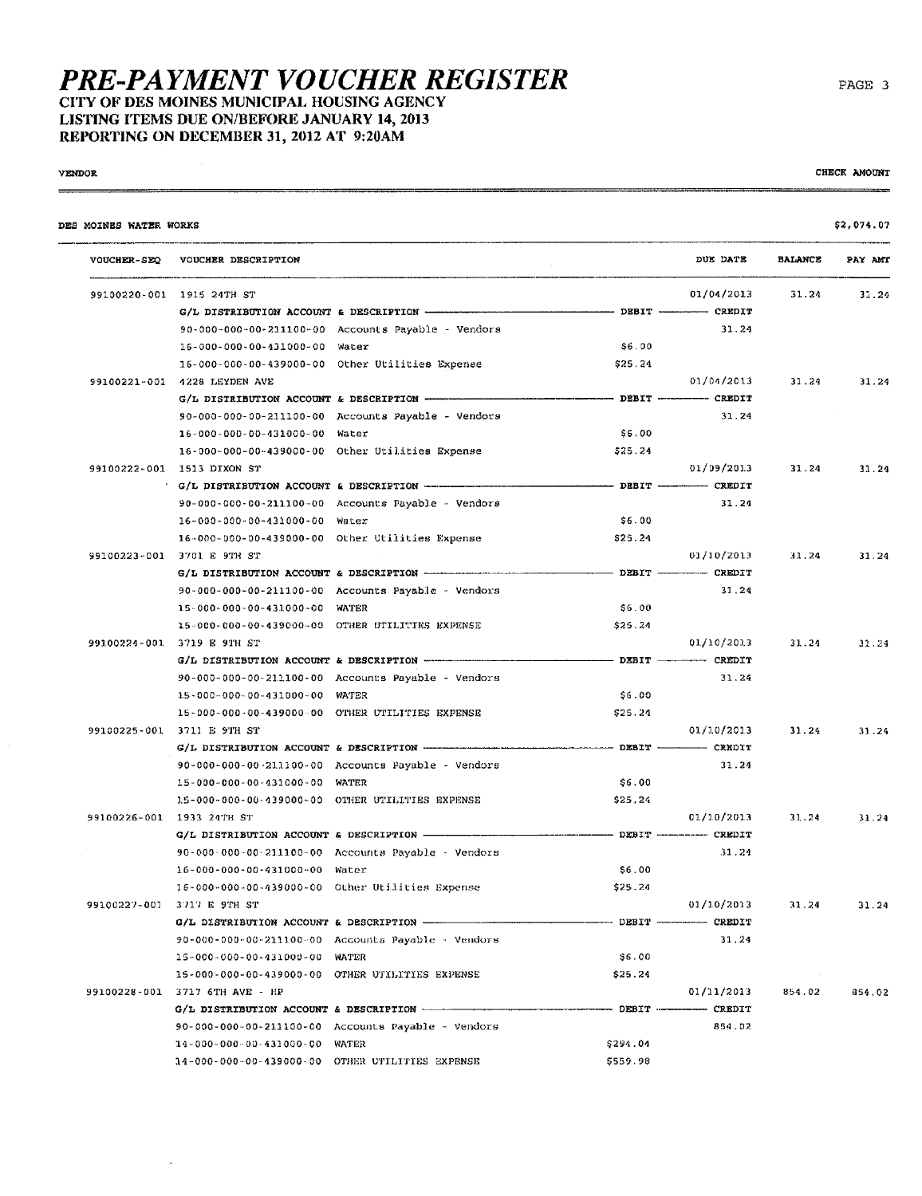# PRE-PAYMENT VOUCHER REGISTER

**CITY OF DES MOINES MUNICIPAL HOUSING AGENCY**
**LISTING ITEMS DUE ON/BEFORE JANUARY 14, 2013**
**REPORTING ON DECEMBER 31, 2012 AT 9:20AM**

| VENDOR | | | | | | CHECK AMOUNT |
|---|---|---|---|---|---|---|
| DES MOINES WATER WORKS | | | | | | $2,074.07 |

| VOUCHER-SEQ | VOUCHER DESCRIPTION | | | DUE DATE | BALANCE | PAY AMT |
|---|---|---|---|---|---|---|
| 99100220-001 | 1915 24TH ST | | | 01/04/2013 | 31.24 | 31.24 |
| | G/L DISTRIBUTION ACCOUNT & DESCRIPTION | | DEBIT | CREDIT | | |
| | 90-000-000-00-211100-00 | Accounts Payable - Vendors | | 31.24 | | |
| | 16-000-000-00-431000-00 | Water | $6.00 | | | |
| | 16-000-000-00-439000-00 | Other Utilities Expense | $25.24 | | | |
| 99100221-001 | 4228 LEYDEN AVE | | | 01/04/2013 | 31.24 | 31.24 |
| | G/L DISTRIBUTION ACCOUNT & DESCRIPTION | | DEBIT | CREDIT | | |
| | 90-000-000-00-211100-00 | Accounts Payable - Vendors | | 31.24 | | |
| | 16-000-000-00-431000-00 | Water | $6.00 | | | |
| | 16-000-000-00-439000-00 | Other Utilities Expense | $25.24 | | | |
| 99100222-001 | 1513 DIXON ST | | | 01/09/2013 | 31.24 | 31.24 |
| | G/L DISTRIBUTION ACCOUNT & DESCRIPTION | | DEBIT | CREDIT | | |
| | 90-000-000-00-211100-00 | Accounts Payable - Vendors | | 31.24 | | |
| | 16-000-000-00-431000-00 | Water | $6.00 | | | |
| | 16-000-000-00-439000-00 | Other Utilities Expense | $25.24 | | | |
| 99100223-001 | 3701 E 9TH ST | | | 01/10/2013 | 31.24 | 31.24 |
| | G/L DISTRIBUTION ACCOUNT & DESCRIPTION | | DEBIT | CREDIT | | |
| | 90-000-000-00-211100-00 | Accounts Payable - Vendors | | 31.24 | | |
| | 15-000-000-00-431000-00 | WATER | $6.00 | | | |
| | 15-000-000-00-439000-00 | OTHER UTILITIES EXPENSE | $25.24 | | | |
| 99100224-001 | 3719 E 9TH ST | | | 01/10/2013 | 31.24 | 31.24 |
| | G/L DISTRIBUTION ACCOUNT & DESCRIPTION | | DEBIT | CREDIT | | |
| | 90-000-000-00-211100-00 | Accounts Payable - Vendors | | 31.24 | | |
| | 15-000-000-00-431000-00 | WATER | $6.00 | | | |
| | 15-000-000-00-439000-00 | OTHER UTILITIES EXPENSE | $25.24 | | | |
| 99100225-001 | 3711 E 9TH ST | | | 01/10/2013 | 31.24 | 31.24 |
| | G/L DISTRIBUTION ACCOUNT & DESCRIPTION | | DEBIT | CREDIT | | |
| | 90-000-000-00-211100-00 | Accounts Payable - Vendors | | 31.24 | | |
| | 15-000-000-00-431000-00 | WATER | $6.00 | | | |
| | 15-000-000-00-439000-00 | OTHER UTILITIES EXPENSE | $25.24 | | | |
| 99100226-001 | 1933 24TH ST | | | 01/10/2013 | 31.24 | 31.24 |
| | G/L DISTRIBUTION ACCOUNT & DESCRIPTION | | DEBIT | CREDIT | | |
| | 90-000-000-00-211100-00 | Accounts Payable - Vendors | | 31.24 | | |
| | 16-000-000-00-431000-00 | Water | $6.00 | | | |
| | 16-000-000-00-439000-00 | Other Utilities Expense | $25.24 | | | |
| 99100227-001 | 3717 E 9TH ST | | | 01/10/2013 | 31.24 | 31.24 |
| | G/L DISTRIBUTION ACCOUNT & DESCRIPTION | | DEBIT | CREDIT | | |
| | 90-000-000-00-211100-00 | Accounts Payable - Vendors | | 31.24 | | |
| | 15-000-000-00-431000-00 | WATER | $6.00 | | | |
| | 15-000-000-00-439000-00 | OTHER UTILITIES EXPENSE | $25.24 | | | |
| 99100228-001 | 3717 6TH AVE - HP | | | 01/11/2013 | 854.02 | 854.02 |
| | G/L DISTRIBUTION ACCOUNT & DESCRIPTION | | DEBIT | CREDIT | | |
| | 90-000-000-00-211100-00 | Accounts Payable - Vendors | | 854.02 | | |
| | 14-000-000-00-431000-00 | WATER | $294.04 | | | |
| | 14-000-000-00-439000-00 | OTHER UTILITIES EXPENSE | $559.98 | | | |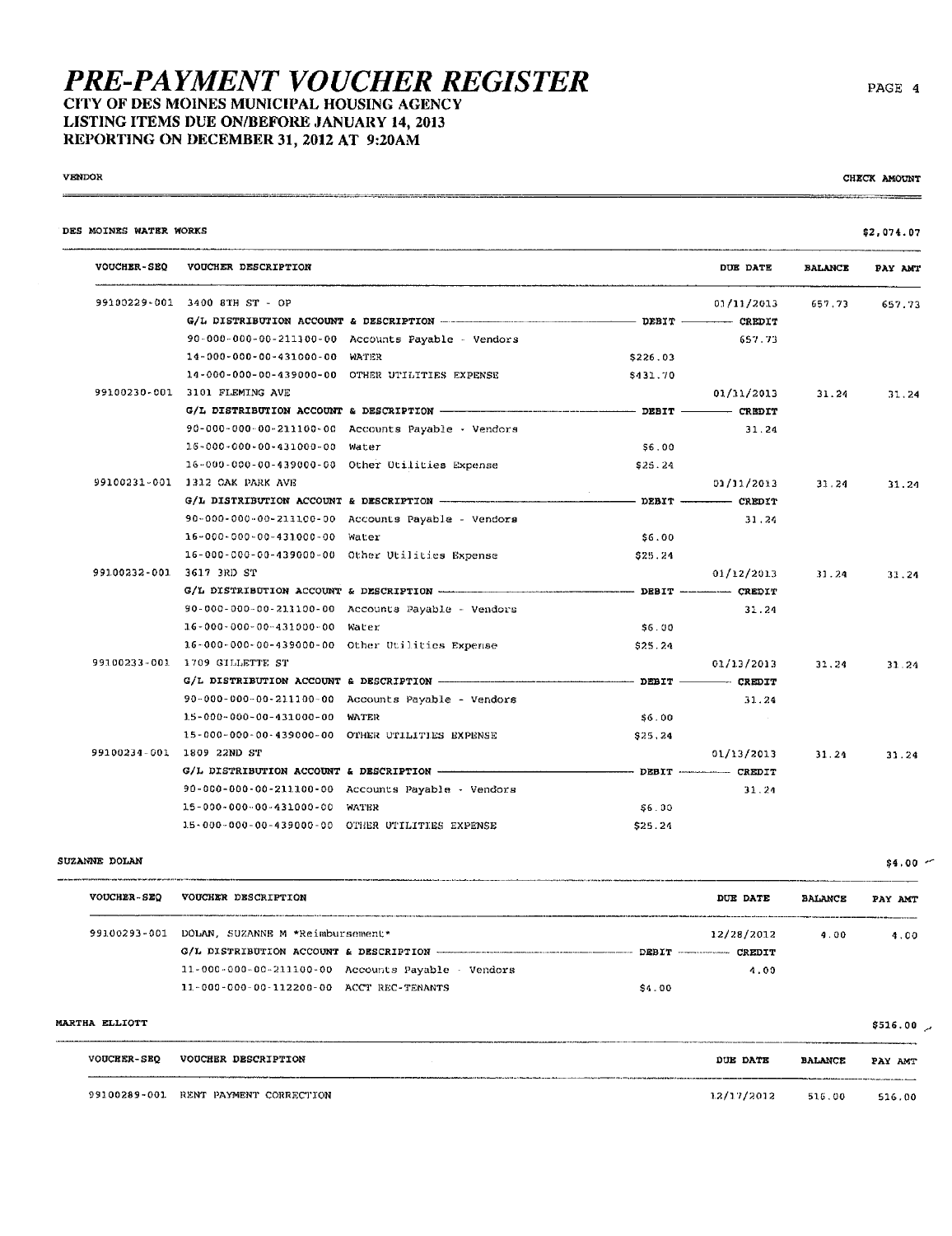# PRE-PAYMENT VOUCHER REGISTER

**CITY OF DES MOINES MUNICIPAL HOUSING AGENCY**
**LISTING ITEMS DUE ON/BEFORE JANUARY 14, 2013**
**REPORTING ON DECEMBER 31, 2012 AT 9:20AM**

VENDOR | CHECK AMOUNT

## DES MOINES WATER WORKS — $2,074.07

| VOUCHER-SEQ | VOUCHER DESCRIPTION | | DEBIT | DUE DATE / CREDIT | BALANCE | PAY AMT |
|---|---|---|---|---|---|---|
| 99100229-001 | 3400 8TH ST - OP | | | 01/11/2013 | 657.73 | 657.73 |
| | G/L DISTRIBUTION ACCOUNT & DESCRIPTION | | DEBIT | CREDIT | | |
| | 90-000-000-00-211100-00 | Accounts Payable - Vendors | | 657.73 | | |
| | 14-000-000-00-431000-00 | WATER | $226.03 | | | |
| | 14-000-000-00-439000-00 | OTHER UTILITIES EXPENSE | $431.70 | | | |
| 99100230-001 | 3101 FLEMING AVE | | | 01/11/2013 | 31.24 | 31.24 |
| | G/L DISTRIBUTION ACCOUNT & DESCRIPTION | | DEBIT | CREDIT | | |
| | 90-000-000-00-211100-00 | Accounts Payable - Vendors | | 31.24 | | |
| | 16-000-000-00-431000-00 | Water | $6.00 | | | |
| | 16-000-000-00-439000-00 | Other Utilities Expense | $25.24 | | | |
| 99100231-001 | 1312 OAK PARK AVE | | | 01/11/2013 | 31.24 | 31.24 |
| | G/L DISTRIBUTION ACCOUNT & DESCRIPTION | | DEBIT | CREDIT | | |
| | 90-000-000-00-211100-00 | Accounts Payable - Vendors | | 31.24 | | |
| | 16-000-000-00-431000-00 | Water | $6.00 | | | |
| | 16-000-000-00-439000-00 | Other Utilities Expense | $25.24 | | | |
| 99100232-001 | 3617 3RD ST | | | 01/12/2013 | 31.24 | 31.24 |
| | G/L DISTRIBUTION ACCOUNT & DESCRIPTION | | DEBIT | CREDIT | | |
| | 90-000-000-00-211100-00 | Accounts Payable - Vendors | | 31.24 | | |
| | 16-000-000-00-431000-00 | Water | $6.00 | | | |
| | 16-000-000-00-439000-00 | Other Utilities Expense | $25.24 | | | |
| 99100233-001 | 1709 GILLETTE ST | | | 01/13/2013 | 31.24 | 31.24 |
| | G/L DISTRIBUTION ACCOUNT & DESCRIPTION | | DEBIT | CREDIT | | |
| | 90-000-000-00-211100-00 | Accounts Payable - Vendors | | 31.24 | | |
| | 15-000-000-00-431000-00 | WATER | $6.00 | | | |
| | 15-000-000-00-439000-00 | OTHER UTILITIES EXPENSE | $25.24 | | | |
| 99100234-001 | 1809 22ND ST | | | 01/13/2013 | 31.24 | 31.24 |
| | G/L DISTRIBUTION ACCOUNT & DESCRIPTION | | DEBIT | CREDIT | | |
| | 90-000-000-00-211100-00 | Accounts Payable - Vendors | | 31.24 | | |
| | 15-000-000-00-431000-00 | WATER | $6.00 | | | |
| | 15-000-000-00-439000-00 | OTHER UTILITIES EXPENSE | $25.24 | | | |

## SUZANNE DOLAN — $4.00

| VOUCHER-SEQ | VOUCHER DESCRIPTION | | DEBIT | DUE DATE / CREDIT | BALANCE | PAY AMT |
|---|---|---|---|---|---|---|
| 99100293-001 | DOLAN, SUZANNE M *Reimbursement* | | | 12/28/2012 | 4.00 | 4.00 |
| | G/L DISTRIBUTION ACCOUNT & DESCRIPTION | | DEBIT | CREDIT | | |
| | 11-000-000-00-211100-00 | Accounts Payable - Vendors | | 4.00 | | |
| | 11-000-000-00-112200-00 | ACCT REC-TENANTS | $4.00 | | | |

## MARTHA ELLIOTT — $516.00

| VOUCHER-SEQ | VOUCHER DESCRIPTION | DUE DATE | BALANCE | PAY AMT |
|---|---|---|---|---|
| 99100289-001 | RENT PAYMENT CORRECTION | 12/17/2012 | 516.00 | 516.00 |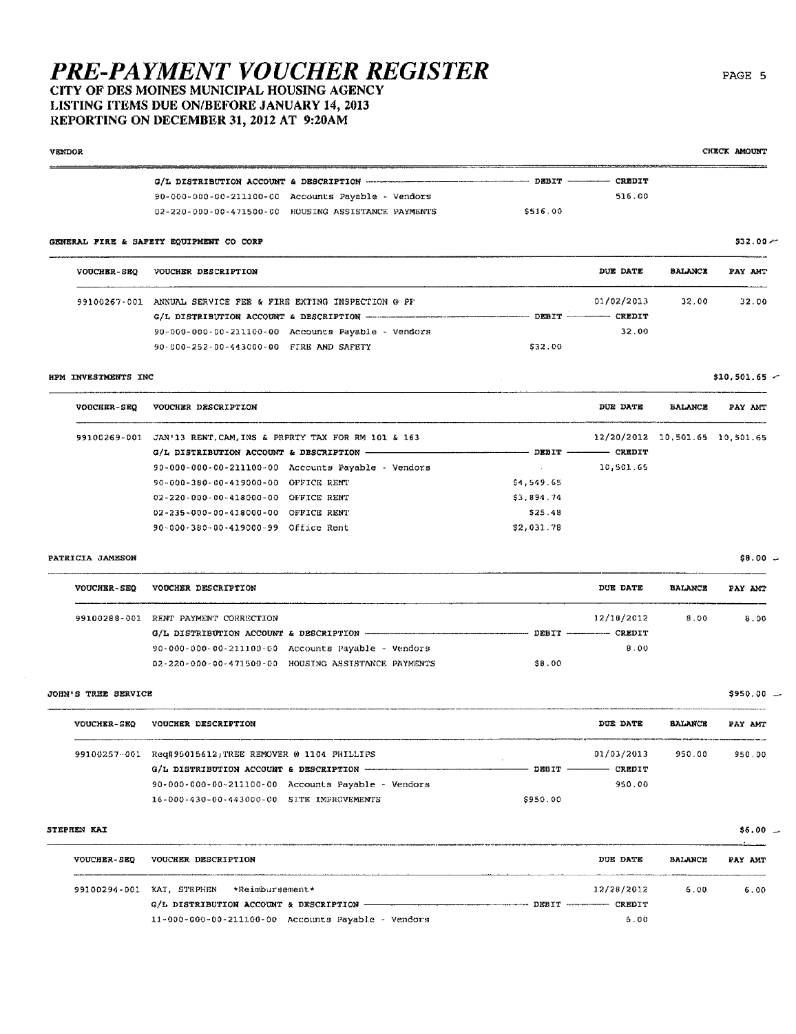# PRE-PAYMENT VOUCHER REGISTER

## CITY OF DES MOINES MUNICIPAL HOUSING AGENCY
## LISTING ITEMS DUE ON/BEFORE JANUARY 14, 2013
## REPORTING ON DECEMBER 31, 2012 AT 9:20AM

VENDOR | CHECK AMOUNT

| G/L DISTRIBUTION ACCOUNT & DESCRIPTION | | DEBIT | CREDIT |
|---|---|---|---|
| 90-000-000-00-211100-00 | Accounts Payable - Vendors | | 516.00 |
| 02-220-000-00-471500-00 | HOUSING ASSISTANCE PAYMENTS | $516.00 | |

**GENERAL FIRE & SAFETY EQUIPMENT CO CORP** — $32.00

| VOUCHER-SEQ | VOUCHER DESCRIPTION | DUE DATE | BALANCE | PAY AMT |
|---|---|---|---|---|
| 99100267-001 | ANNUAL SERVICE FEE & FIRE EXTING INSPECTION @ FP | 01/02/2013 | 32.00 | 32.00 |

| G/L DISTRIBUTION ACCOUNT & DESCRIPTION | | DEBIT | CREDIT |
|---|---|---|---|
| 90-000-000-00-211100-00 | Accounts Payable - Vendors | | 32.00 |
| 90-000-252-00-443000-00 | FIRE AND SAFETY | $32.00 | |

**HPM INVESTMENTS INC** — $10,501.65

| VOUCHER-SEQ | VOUCHER DESCRIPTION | DUE DATE | BALANCE | PAY AMT |
|---|---|---|---|---|
| 99100269-001 | JAN'13 RENT,CAM,INS & PRPRTY TAX FOR RM 101 & 163 | 12/20/2012 | 10,501.65 | 10,501.65 |

| G/L DISTRIBUTION ACCOUNT & DESCRIPTION | | DEBIT | CREDIT |
|---|---|---|---|
| 90-000-000-00-211100-00 | Accounts Payable - Vendors | | 10,501.65 |
| 90-000-380-00-419000-00 | OFFICE RENT | $4,549.65 | |
| 02-220-000-00-418000-00 | OFFICE RENT | $3,894.74 | |
| 02-235-000-00-418000-00 | OFFICE RENT | $25.48 | |
| 90-000-380-00-419000-99 | Office Rent | $2,031.78 | |

**PATRICIA JAMESON** — $8.00

| VOUCHER-SEQ | VOUCHER DESCRIPTION | DUE DATE | BALANCE | PAY AMT |
|---|---|---|---|---|
| 99100288-001 | RENT PAYMENT CORRECTION | 12/18/2012 | 8.00 | 8.00 |

| G/L DISTRIBUTION ACCOUNT & DESCRIPTION | | DEBIT | CREDIT |
|---|---|---|---|
| 90-000-000-00-211100-00 | Accounts Payable - Vendors | | 8.00 |
| 02-220-000-00-471500-00 | HOUSING ASSISTANCE PAYMENTS | $8.00 | |

**JOHN'S TREE SERVICE** — $950.00

| VOUCHER-SEQ | VOUCHER DESCRIPTION | DUE DATE | BALANCE | PAY AMT |
|---|---|---|---|---|
| 99100257-001 | Req#95015612;TREE REMOVER @ 1104 PHILLIPS | 01/03/2013 | 950.00 | 950.00 |

| G/L DISTRIBUTION ACCOUNT & DESCRIPTION | | DEBIT | CREDIT |
|---|---|---|---|
| 90-000-000-00-211100-00 | Accounts Payable - Vendors | | 950.00 |
| 16-000-430-00-443000-00 | SITE IMPROVEMENTS | $950.00 | |

**STEPHEN KAI** — $6.00

| VOUCHER-SEQ | VOUCHER DESCRIPTION | DUE DATE | BALANCE | PAY AMT |
|---|---|---|---|---|
| 99100294-001 | KAI, STEPHEN *Reimbursement* | 12/28/2012 | 6.00 | 6.00 |

| G/L DISTRIBUTION ACCOUNT & DESCRIPTION | | DEBIT | CREDIT |
|---|---|---|---|
| 11-000-000-00-211100-00 | Accounts Payable - Vendors | | 6.00 |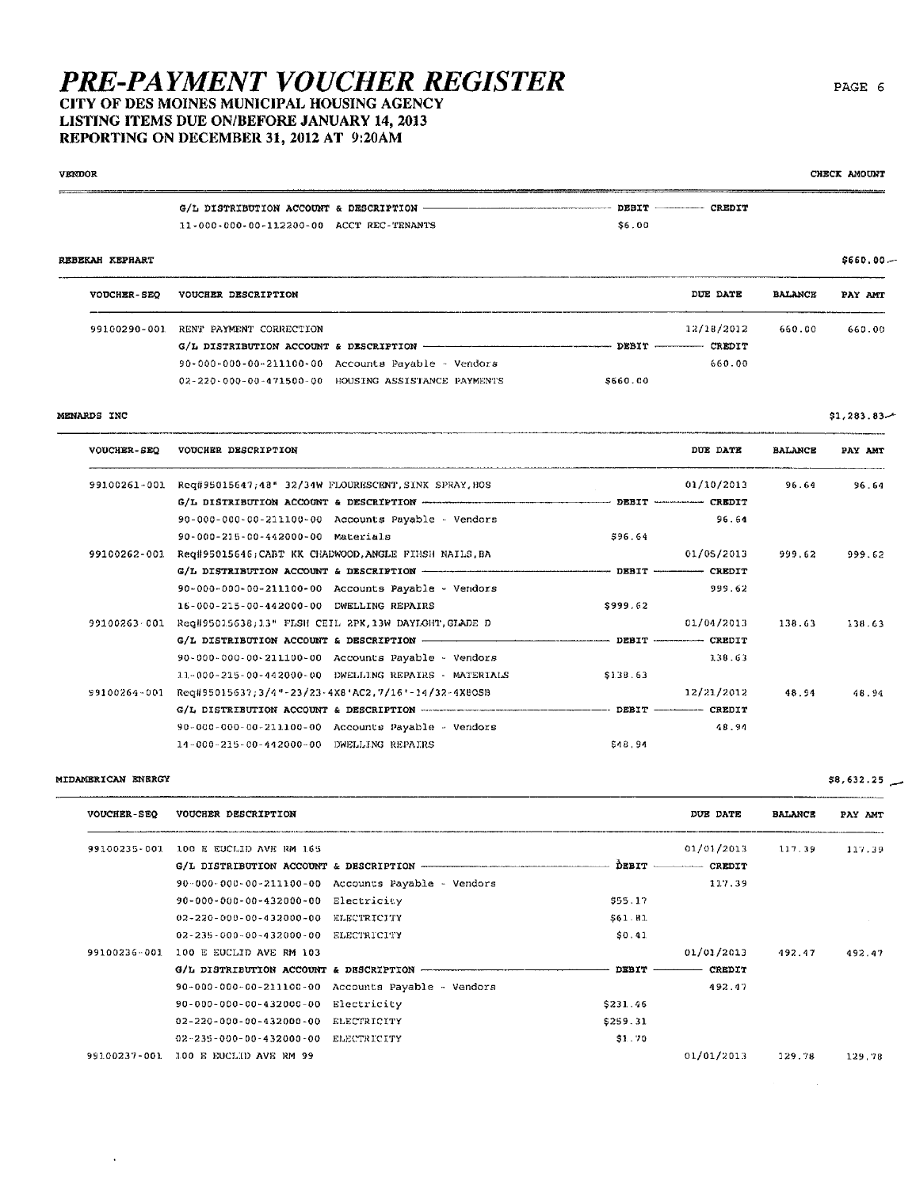# PRE-PAYMENT VOUCHER REGISTER

**CITY OF DES MOINES MUNICIPAL HOUSING AGENCY**
**LISTING ITEMS DUE ON/BEFORE JANUARY 14, 2013**
**REPORTING ON DECEMBER 31, 2012 AT 9:20AM**

VENDOR | CHECK AMOUNT

| G/L DISTRIBUTION ACCOUNT & DESCRIPTION | DEBIT | CREDIT |
|---|---|---|
| 11-000-000-00-112200-00 ACCT REC-TENANTS | $6.00 | |

**REBEKAH KEPHART** — $660.00

| VOUCHER-SEQ | VOUCHER DESCRIPTION | | DUE DATE | BALANCE | PAY AMT |
|---|---|---|---|---|---|
| 99100290-001 | RENT PAYMENT CORRECTION | | 12/18/2012 | 660.00 | 660.00 |
| | G/L DISTRIBUTION ACCOUNT & DESCRIPTION | DEBIT | CREDIT | | |
| | 90-000-000-00-211100-00 Accounts Payable - Vendors | | 660.00 | | |
| | 02-220-000-00-471500-00 HOUSING ASSISTANCE PAYMENTS | $660.00 | | | |

**MENARDS INC** — $1,283.83

| VOUCHER-SEQ | VOUCHER DESCRIPTION | | DUE DATE | BALANCE | PAY AMT |
|---|---|---|---|---|---|
| 99100261-001 | Req#95015647;48" 32/34W FLOURESCENT,SINK SPRAY,HOS | | 01/10/2013 | 96.64 | 96.64 |
| | G/L DISTRIBUTION ACCOUNT & DESCRIPTION | DEBIT | CREDIT | | |
| | 90-000-000-00-211100-00 Accounts Payable - Vendors | | 96.64 | | |
| | 90-000-215-00-442000-00 Materials | $96.64 | | | |
| 99100262-001 | Req#95015646;CABT KK CHADWOOD,ANGLE FINSH NAILS,BA | | 01/05/2013 | 999.62 | 999.62 |
| | G/L DISTRIBUTION ACCOUNT & DESCRIPTION | DEBIT | CREDIT | | |
| | 90-000-000-00-211100-00 Accounts Payable - Vendors | | 999.62 | | |
| | 16-000-215-00-442000-00 DWELLING REPAIRS | $999.62 | | | |
| 99100263-001 | Req#95015638;13" FLSH CEIL 2PK,13W DAYLGHT,GLADE D | | 01/04/2013 | 138.63 | 138.63 |
| | G/L DISTRIBUTION ACCOUNT & DESCRIPTION | DEBIT | CREDIT | | |
| | 90-000-000-00-211100-00 Accounts Payable - Vendors | | 138.63 | | |
| | 11-000-215-00-442000-00 DWELLING REPAIRS - MATERIALS | $138.63 | | | |
| 99100264-001 | Req#95015637;3/4"-23/23-4X8'AC2,7/16'-14/32-4X8OSB | | 12/21/2012 | 48.94 | 48.94 |
| | G/L DISTRIBUTION ACCOUNT & DESCRIPTION | DEBIT | CREDIT | | |
| | 90-000-000-00-211100-00 Accounts Payable - Vendors | | 48.94 | | |
| | 14-000-215-00-442000-00 DWELLING REPAIRS | $48.94 | | | |

**MIDAMERICAN ENERGY** — $8,632.25

| VOUCHER-SEQ | VOUCHER DESCRIPTION | | DUE DATE | BALANCE | PAY AMT |
|---|---|---|---|---|---|
| 99100235-001 | 100 E EUCLID AVE RM 165 | | 01/01/2013 | 117.39 | 117.39 |
| | G/L DISTRIBUTION ACCOUNT & DESCRIPTION | DEBIT | CREDIT | | |
| | 90-000-000-00-211100-00 Accounts Payable - Vendors | | 117.39 | | |
| | 90-000-000-00-432000-00 Electricity | $55.17 | | | |
| | 02-220-000-00-432000-00 ELECTRICITY | $61.81 | | | |
| | 02-235-000-00-432000-00 ELECTRICITY | $0.41 | | | |
| 99100236-001 | 100 E EUCLID AVE RM 103 | | 01/01/2013 | 492.47 | 492.47 |
| | G/L DISTRIBUTION ACCOUNT & DESCRIPTION | DEBIT | CREDIT | | |
| | 90-000-000-00-211100-00 Accounts Payable - Vendors | | 492.47 | | |
| | 90-000-000-00-432000-00 Electricity | $231.46 | | | |
| | 02-220-000-00-432000-00 ELECTRICITY | $259.31 | | | |
| | 02-235-000-00-432000-00 ELECTRICITY | $1.70 | | | |
| 99100237-001 | 100 E EUCLID AVE RM 99 | | 01/01/2013 | 129.78 | 129.78 |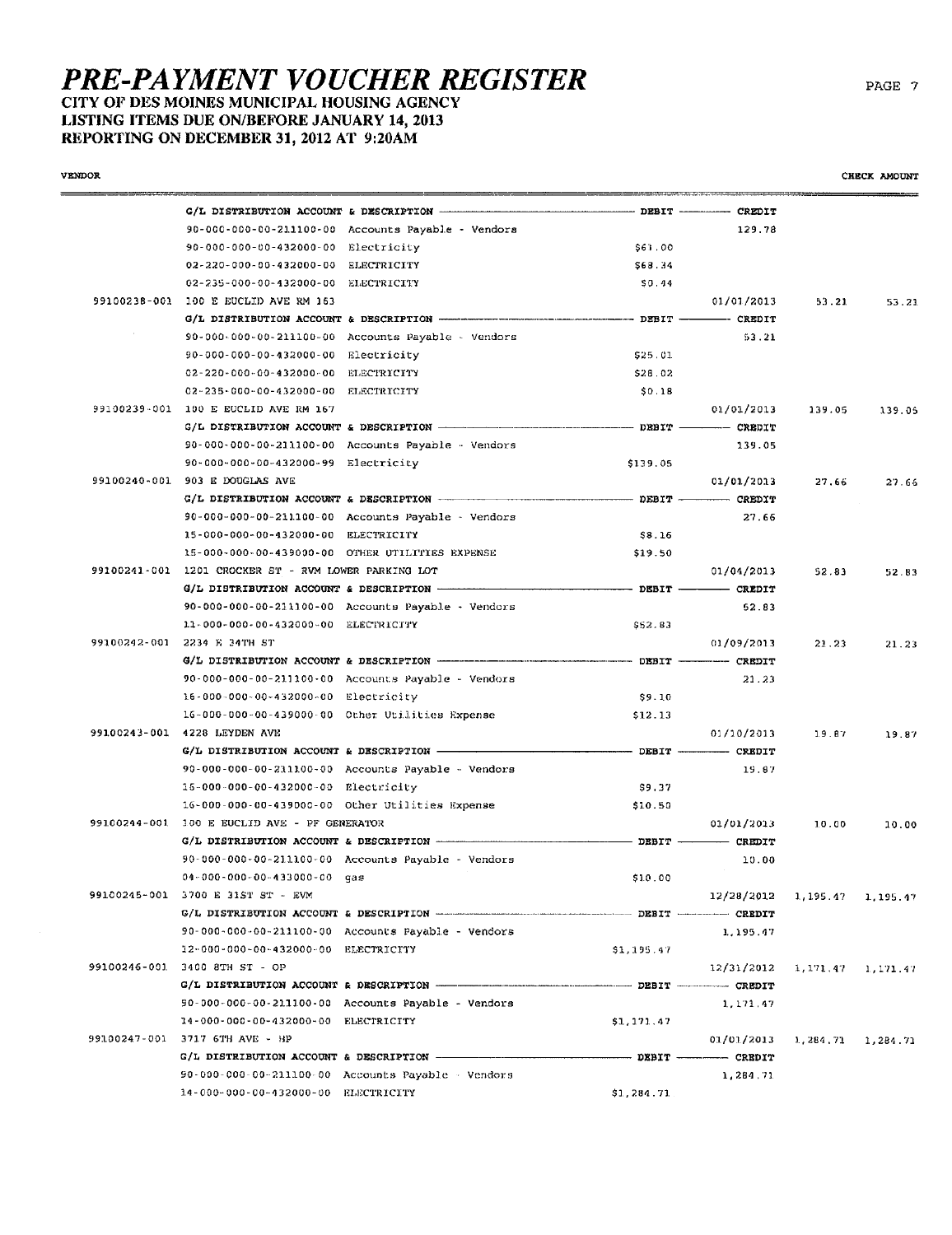# PRE-PAYMENT VOUCHER REGISTER

**CITY OF DES MOINES MUNICIPAL HOUSING AGENCY**
**LISTING ITEMS DUE ON/BEFORE JANUARY 14, 2013**
**REPORTING ON DECEMBER 31, 2012 AT 9:20AM**

| VENDOR | | | DEBIT | CREDIT | | CHECK AMOUNT |
|---|---|---|---|---|---|---|
| | G/L DISTRIBUTION ACCOUNT & DESCRIPTION | | DEBIT | CREDIT | | |
| | 90-000-000-00-211100-00 | Accounts Payable - Vendors | | 129.78 | | |
| | 90-000-000-00-432000-00 | Electricity | $61.00 | | | |
| | 02-220-000-00-432000-00 | ELECTRICITY | $68.34 | | | |
| | 02-235-000-00-432000-00 | ELECTRICITY | $0.44 | | | |
| 99100238-001 | 100 E EUCLID AVE RM 163 | | | 01/01/2013 | 53.21 | 53.21 |
| | G/L DISTRIBUTION ACCOUNT & DESCRIPTION | | DEBIT | CREDIT | | |
| | 90-000-000-00-211100-00 | Accounts Payable - Vendors | | 53.21 | | |
| | 90-000-000-00-432000-00 | Electricity | $25.01 | | | |
| | 02-220-000-00-432000-00 | ELECTRICITY | $28.02 | | | |
| | 02-235-000-00-432000-00 | ELECTRICITY | $0.18 | | | |
| 99100239-001 | 100 E EUCLID AVE RM 167 | | | 01/01/2013 | 139.05 | 139.05 |
| | G/L DISTRIBUTION ACCOUNT & DESCRIPTION | | DEBIT | CREDIT | | |
| | 90-000-000-00-211100-00 | Accounts Payable - Vendors | | 139.05 | | |
| | 90-000-000-00-432000-99 | Electricity | $139.05 | | | |
| 99100240-001 | 903 E DOUGLAS AVE | | | 01/01/2013 | 27.66 | 27.66 |
| | G/L DISTRIBUTION ACCOUNT & DESCRIPTION | | DEBIT | CREDIT | | |
| | 90-000-000-00-211100-00 | Accounts Payable - Vendors | | 27.66 | | |
| | 15-000-000-00-432000-00 | ELECTRICITY | $8.16 | | | |
| | 15-000-000-00-439000-00 | OTHER UTILITIES EXPENSE | $19.50 | | | |
| 99100241-001 | 1201 CROCKER ST - RVM LOWER PARKING LOT | | | 01/04/2013 | 52.83 | 52.83 |
| | G/L DISTRIBUTION ACCOUNT & DESCRIPTION | | DEBIT | CREDIT | | |
| | 90-000-000-00-211100-00 | Accounts Payable - Vendors | | 52.83 | | |
| | 11-000-000-00-432000-00 | ELECTRICITY | $52.83 | | | |
| 99100242-001 | 2234 E 34TH ST | | | 01/09/2013 | 21.23 | 21.23 |
| | G/L DISTRIBUTION ACCOUNT & DESCRIPTION | | DEBIT | CREDIT | | |
| | 90-000-000-00-211100-00 | Accounts Payable - Vendors | | 21.23 | | |
| | 16-000-000-00-432000-00 | Electricity | $9.10 | | | |
| | 16-000-000-00-439000-00 | Other Utilities Expense | $12.13 | | | |
| 99100243-001 | 4228 LEYDEN AVE | | | 01/10/2013 | 19.87 | 19.87 |
| | G/L DISTRIBUTION ACCOUNT & DESCRIPTION | | DEBIT | CREDIT | | |
| | 90-000-000-00-211100-00 | Accounts Payable - Vendors | | 19.87 | | |
| | 16-000-000-00-432000-00 | Electricity | $9.37 | | | |
| | 16-000-000-00-439000-00 | Other Utilities Expense | $10.50 | | | |
| 99100244-001 | 100 E EUCLID AVE - PF GENERATOR | | | 01/01/2013 | 10.00 | 10.00 |
| | G/L DISTRIBUTION ACCOUNT & DESCRIPTION | | DEBIT | CREDIT | | |
| | 90-000-000-00-211100-00 | Accounts Payable - Vendors | | 10.00 | | |
| | 04-000-000-00-433000-00 | gas | $10.00 | | | |
| 99100245-001 | 3700 E 31ST ST - EVM | | | 12/28/2012 | 1,195.47 | 1,195.47 |
| | G/L DISTRIBUTION ACCOUNT & DESCRIPTION | | DEBIT | CREDIT | | |
| | 90-000-000-00-211100-00 | Accounts Payable - Vendors | | 1,195.47 | | |
| | 12-000-000-00-432000-00 | ELECTRICITY | $1,195.47 | | | |
| 99100246-001 | 3400 8TH ST - OP | | | 12/31/2012 | 1,171.47 | 1,171.47 |
| | G/L DISTRIBUTION ACCOUNT & DESCRIPTION | | DEBIT | CREDIT | | |
| | 90-000-000-00-211100-00 | Accounts Payable - Vendors | | 1,171.47 | | |
| | 14-000-000-00-432000-00 | ELECTRICITY | $1,171.47 | | | |
| 99100247-001 | 3717 6TH AVE - HP | | | 01/01/2013 | 1,284.71 | 1,284.71 |
| | G/L DISTRIBUTION ACCOUNT & DESCRIPTION | | DEBIT | CREDIT | | |
| | 90-000-000-00-211100-00 | Accounts Payable - Vendors | | 1,284.71 | | |
| | 14-000-000-00-432000-00 | ELECTRICITY | $1,284.71 | | | |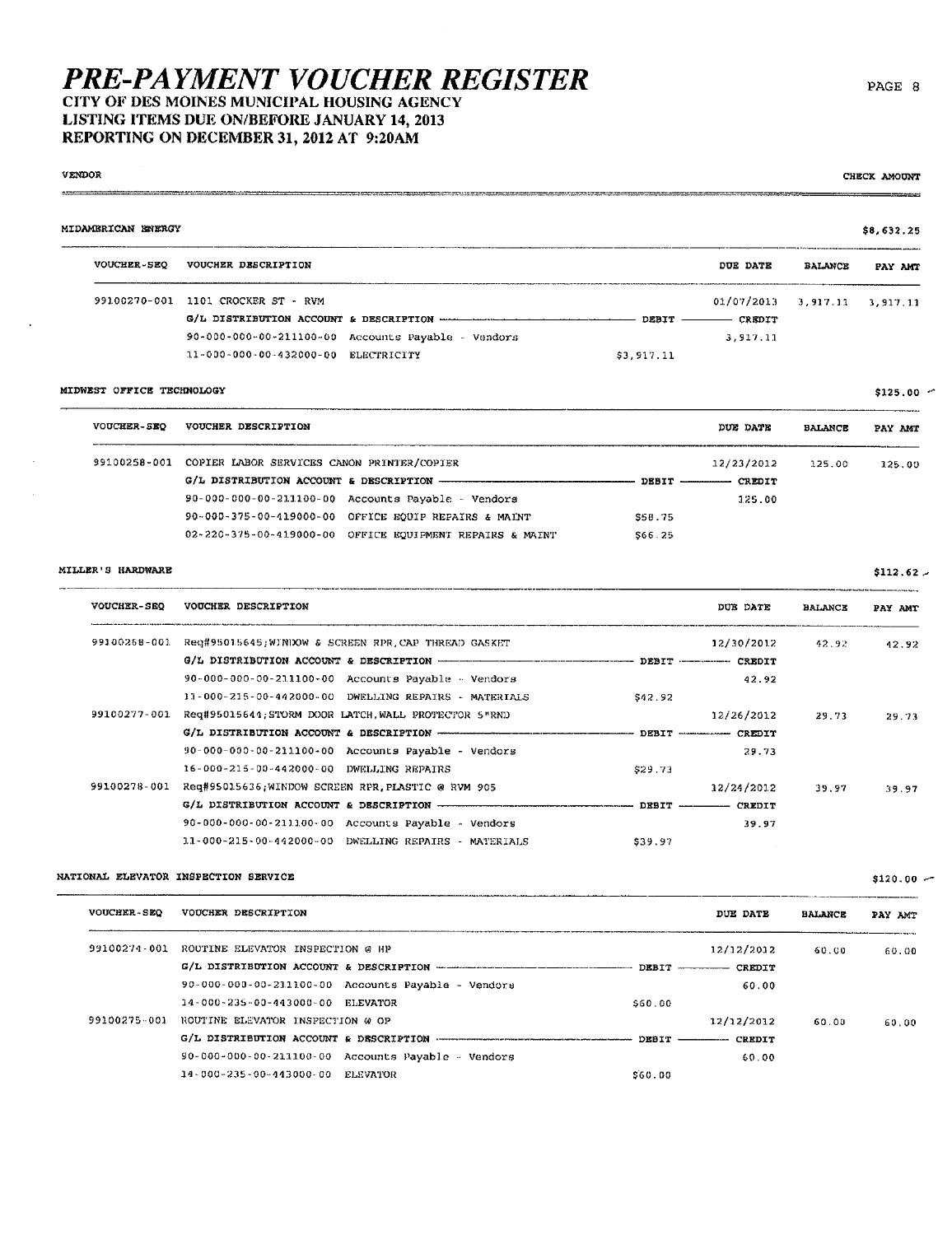# PRE-PAYMENT VOUCHER REGISTER

**CITY OF DES MOINES MUNICIPAL HOUSING AGENCY**
**LISTING ITEMS DUE ON/BEFORE JANUARY 14, 2013**
**REPORTING ON DECEMBER 31, 2012 AT 9:20AM**

VENDOR | CHECK AMOUNT

## MIDAMERICAN ENERGY — $8,632.25

| VOUCHER-SEQ | VOUCHER DESCRIPTION | | DUE DATE | BALANCE | PAY AMT |
|---|---|---|---|---|---|
| 99100270-001 | 1101 CROCKER ST - RVM | | 01/07/2013 | 3,917.11 | 3,917.11 |
| | G/L DISTRIBUTION ACCOUNT & DESCRIPTION | DEBIT | CREDIT | | |
| | 90-000-000-00-211100-00 Accounts Payable - Vendors | | 3,917.11 | | |
| | 11-000-000-00-432000-00 ELECTRICITY | $3,917.11 | | | |

## MIDWEST OFFICE TECHNOLOGY — $125.00

| VOUCHER-SEQ | VOUCHER DESCRIPTION | | DUE DATE | BALANCE | PAY AMT |
|---|---|---|---|---|---|
| 99100258-001 | COPIER LABOR SERVICES CANON PRINTER/COPIER | | 12/23/2012 | 125.00 | 125.00 |
| | G/L DISTRIBUTION ACCOUNT & DESCRIPTION | DEBIT | CREDIT | | |
| | 90-000-000-00-211100-00 Accounts Payable - Vendors | | 125.00 | | |
| | 90-000-375-00-419000-00 OFFICE EQUIP REPAIRS & MAINT | $58.75 | | | |
| | 02-220-375-00-419000-00 OFFICE EQUIPMENT REPAIRS & MAINT | $66.25 | | | |

## MILLER'S HARDWARE — $112.62

| VOUCHER-SEQ | VOUCHER DESCRIPTION | | DUE DATE | BALANCE | PAY AMT |
|---|---|---|---|---|---|
| 99100268-001 | Req#95015645;WINDOW & SCREEN RPR,CAP THREAD GASKET | | 12/30/2012 | 42.92 | 42.92 |
| | G/L DISTRIBUTION ACCOUNT & DESCRIPTION | DEBIT | CREDIT | | |
| | 90-000-000-00-211100-00 Accounts Payable - Vendors | | 42.92 | | |
| | 11-000-215-00-442000-00 DWELLING REPAIRS - MATERIALS | $42.92 | | | |
| 99100277-001 | Req#95015641;STORM DOOR LATCH,WALL PROTECTOR 5"RND | | 12/26/2012 | 29.73 | 29.73 |
| | G/L DISTRIBUTION ACCOUNT & DESCRIPTION | DEBIT | CREDIT | | |
| | 90-000-000-00-211100-00 Accounts Payable - Vendors | | 29.73 | | |
| | 16-000-215-00-442000-00 DWELLING REPAIRS | $29.73 | | | |
| 99100278-001 | Req#95015636;WINDOW SCREEN RPR,PLASTIC @ RVM 905 | | 12/24/2012 | 39.97 | 39.97 |
| | G/L DISTRIBUTION ACCOUNT & DESCRIPTION | DEBIT | CREDIT | | |
| | 90-000-000-00-211100-00 Accounts Payable - Vendors | | 39.97 | | |
| | 11-000-215-00-442000-00 DWELLING REPAIRS - MATERIALS | $39.97 | | | |

## NATIONAL ELEVATOR INSPECTION SERVICE — $120.00

| VOUCHER-SEQ | VOUCHER DESCRIPTION | | DUE DATE | BALANCE | PAY AMT |
|---|---|---|---|---|---|
| 99100274-001 | ROUTINE ELEVATOR INSPECTION @ HP | | 12/12/2012 | 60.00 | 60.00 |
| | G/L DISTRIBUTION ACCOUNT & DESCRIPTION | DEBIT | CREDIT | | |
| | 90-000-000-00-211100-00 Accounts Payable - Vendors | | 60.00 | | |
| | 14-000-235-00-443000-00 ELEVATOR | $60.00 | | | |
| 99100275-001 | ROUTINE ELEVATOR INSPECTION @ OP | | 12/12/2012 | 60.00 | 60.00 |
| | G/L DISTRIBUTION ACCOUNT & DESCRIPTION | DEBIT | CREDIT | | |
| | 90-000-000-00-211100-00 Accounts Payable - Vendors | | 60.00 | | |
| | 14-000-235-00-443000-00 ELEVATOR | $60.00 | | | |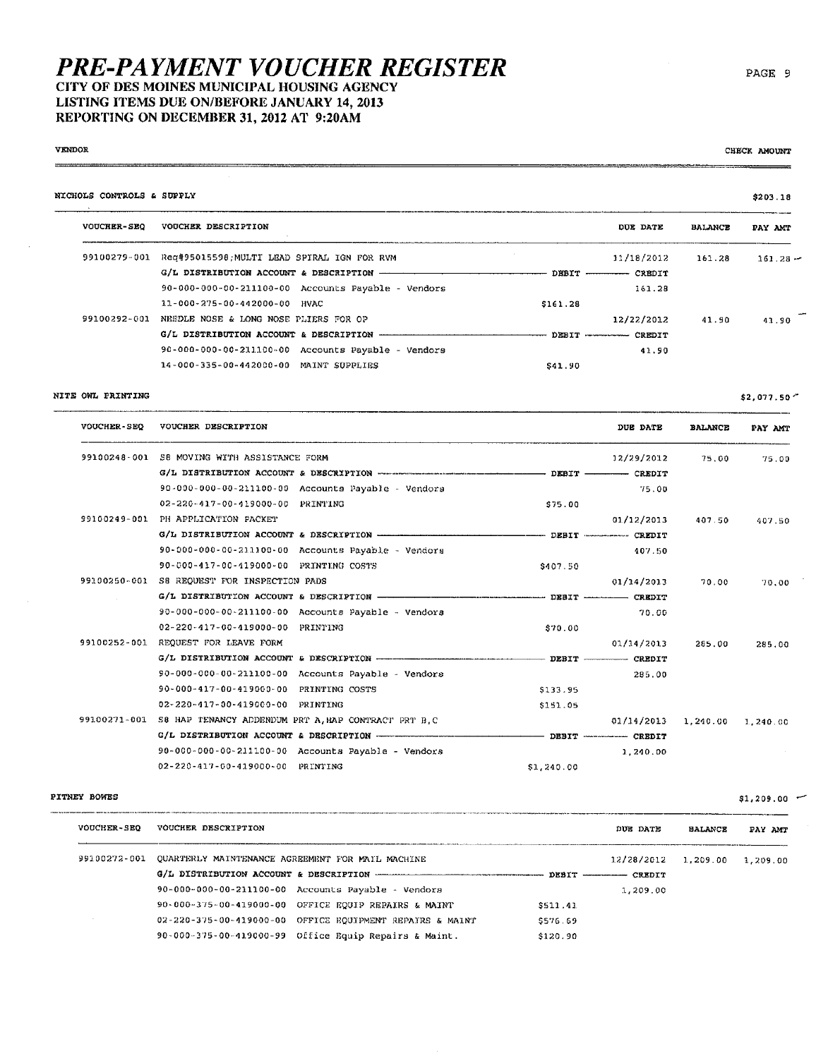# PRE-PAYMENT VOUCHER REGISTER

**CITY OF DES MOINES MUNICIPAL HOUSING AGENCY**
**LISTING ITEMS DUE ON/BEFORE JANUARY 14, 2013**
**REPORTING ON DECEMBER 31, 2012 AT 9:20AM**

VENDOR | CHECK AMOUNT

## NICHOLS CONTROLS & SUPPLY — $203.18

| VOUCHER-SEQ | VOUCHER DESCRIPTION | DEBIT | CREDIT / DUE DATE | BALANCE | PAY AMT |
|---|---|---|---|---|---|
| 99100279-001 | Req#95015598;MULTI LEAD SPIRAL IGN FOR RVM | | 11/18/2012 | 161.28 | 161.28 |
| | G/L DISTRIBUTION ACCOUNT & DESCRIPTION | DEBIT | CREDIT | | |
| | 90-000-000-00-211100-00 Accounts Payable - Vendors | | 161.28 | | |
| | 11-000-275-00-442000-00 HVAC | $161.28 | | | |
| 99100292-001 | NEEDLE NOSE & LONG NOSE PLIERS FOR OP | | 12/22/2012 | 41.90 | 41.90 |
| | G/L DISTRIBUTION ACCOUNT & DESCRIPTION | DEBIT | CREDIT | | |
| | 90-000-000-00-211100-00 Accounts Payable - Vendors | | 41.90 | | |
| | 14-000-335-00-442000-00 MAINT SUPPLIES | $41.90 | | | |

## NITE OWL PRINTING — $2,077.50

| VOUCHER-SEQ | VOUCHER DESCRIPTION | DEBIT | CREDIT / DUE DATE | BALANCE | PAY AMT |
|---|---|---|---|---|---|
| 99100248-001 | S8 MOVING WITH ASSISTANCE FORM | | 12/29/2012 | 75.00 | 75.00 |
| | G/L DISTRIBUTION ACCOUNT & DESCRIPTION | DEBIT | CREDIT | | |
| | 90-000-000-00-211100-00 Accounts Payable - Vendors | | 75.00 | | |
| | 02-220-417-00-419000-00 PRINTING | $75.00 | | | |
| 99100249-001 | PH APPLICATION PACKET | | 01/12/2013 | 407.50 | 407.50 |
| | G/L DISTRIBUTION ACCOUNT & DESCRIPTION | DEBIT | CREDIT | | |
| | 90-000-000-00-211100-00 Accounts Payable - Vendors | | 407.50 | | |
| | 90-000-417-00-419000-00 PRINTING COSTS | $407.50 | | | |
| 99100250-001 | S8 REQUEST FOR INSPECTION PADS | | 01/14/2013 | 70.00 | 70.00 |
| | G/L DISTRIBUTION ACCOUNT & DESCRIPTION | DEBIT | CREDIT | | |
| | 90-000-000-00-211100-00 Accounts Payable - Vendors | | 70.00 | | |
| | 02-220-417-00-419000-00 PRINTING | $70.00 | | | |
| 99100252-001 | REQUEST FOR LEAVE FORM | | 01/14/2013 | 285.00 | 285.00 |
| | G/L DISTRIBUTION ACCOUNT & DESCRIPTION | DEBIT | CREDIT | | |
| | 90-000-000-00-211100-00 Accounts Payable - Vendors | | 285.00 | | |
| | 90-000-417-00-419000-00 PRINTING COSTS | $133.95 | | | |
| | 02-220-417-00-419000-00 PRINTING | $151.05 | | | |
| 99100271-001 | S8 HAP TENANCY ADDENDUM PRT A,HAP CONTRACT PRT B,C | | 01/14/2013 | 1,240.00 | 1,240.00 |
| | G/L DISTRIBUTION ACCOUNT & DESCRIPTION | DEBIT | CREDIT | | |
| | 90-000-000-00-211100-00 Accounts Payable - Vendors | | 1,240.00 | | |
| | 02-220-417-00-419000-00 PRINTING | $1,240.00 | | | |

## PITNEY BOWES — $1,209.00

| VOUCHER-SEQ | VOUCHER DESCRIPTION | DEBIT | CREDIT / DUE DATE | BALANCE | PAY AMT |
|---|---|---|---|---|---|
| 99100272-001 | QUARTERLY MAINTENANCE AGREEMENT FOR MAIL MACHINE | | 12/28/2012 | 1,209.00 | 1,209.00 |
| | G/L DISTRIBUTION ACCOUNT & DESCRIPTION | DEBIT | CREDIT | | |
| | 90-000-000-00-211100-00 Accounts Payable - Vendors | | 1,209.00 | | |
| | 90-000-375-00-419000-00 OFFICE EQUIP REPAIRS & MAINT | $511.41 | | | |
| | 02-220-375-00-419000-00 OFFICE EQUIPMENT REPAIRS & MAINT | $576.69 | | | |
| | 90-000-375-00-419000-99 Office Equip Repairs & Maint. | $120.90 | | | |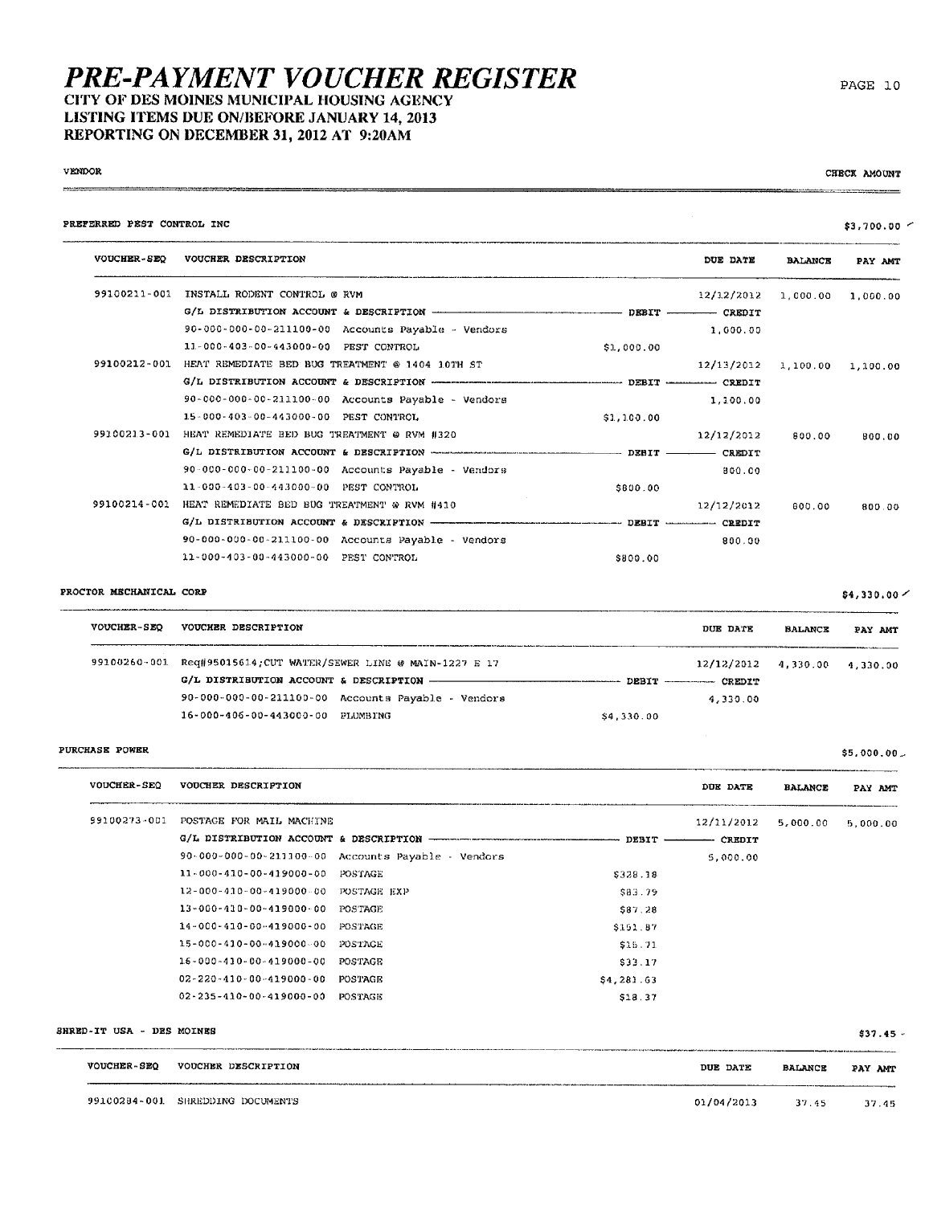# PRE-PAYMENT VOUCHER REGISTER

**CITY OF DES MOINES MUNICIPAL HOUSING AGENCY**
**LISTING ITEMS DUE ON/BEFORE JANUARY 14, 2013**
**REPORTING ON DECEMBER 31, 2012 AT 9:20AM**

VENDOR — CHECK AMOUNT

## PREFERRED PEST CONTROL INC — $3,700.00

| VOUCHER-SEQ | VOUCHER DESCRIPTION | | DUE DATE | BALANCE | PAY AMT |
|---|---|---|---|---|---|
| 99100211-001 | INSTALL RODENT CONTROL @ RVM | | 12/12/2012 | 1,000.00 | 1,000.00 |
| | G/L DISTRIBUTION ACCOUNT & DESCRIPTION | DEBIT | CREDIT | | |
| | 90-000-000-00-211100-00 Accounts Payable - Vendors | | 1,000.00 | | |
| | 11-000-403-00-443000-00 PEST CONTROL | $1,000.00 | | | |
| 99100212-001 | HEAT REMEDIATE BED BUG TREATMENT @ 1404 10TH ST | | 12/13/2012 | 1,100.00 | 1,100.00 |
| | G/L DISTRIBUTION ACCOUNT & DESCRIPTION | DEBIT | CREDIT | | |
| | 90-000-000-00-211100-00 Accounts Payable - Vendors | | 1,100.00 | | |
| | 15-000-403-00-443000-00 PEST CONTROL | $1,100.00 | | | |
| 99100213-001 | HEAT REMEDIATE BED BUG TREATMENT @ RVM #320 | | 12/12/2012 | 800.00 | 800.00 |
| | G/L DISTRIBUTION ACCOUNT & DESCRIPTION | DEBIT | CREDIT | | |
| | 90-000-000-00-211100-00 Accounts Payable - Vendors | | 800.00 | | |
| | 11-000-403-00-443000-00 PEST CONTROL | $800.00 | | | |
| 99100214-001 | HEAT REMEDIATE BED BUG TREATMENT @ RVM #410 | | 12/12/2012 | 800.00 | 800.00 |
| | G/L DISTRIBUTION ACCOUNT & DESCRIPTION | DEBIT | CREDIT | | |
| | 90-000-000-00-211100-00 Accounts Payable - Vendors | | 800.00 | | |
| | 11-000-403-00-443000-00 PEST CONTROL | $800.00 | | | |

## PROCTOR MECHANICAL CORP — $4,330.00

| VOUCHER-SEQ | VOUCHER DESCRIPTION | | DUE DATE | BALANCE | PAY AMT |
|---|---|---|---|---|---|
| 99100260-001 | Req#95015614;CUT WATER/SEWER LINE @ MAIN-1227 E 17 | | 12/12/2012 | 4,330.00 | 4,330.00 |
| | G/L DISTRIBUTION ACCOUNT & DESCRIPTION | DEBIT | CREDIT | | |
| | 90-000-000-00-211100-00 Accounts Payable - Vendors | | 4,330.00 | | |
| | 16-000-406-00-443000-00 PLUMBING | $4,330.00 | | | |

## PURCHASE POWER — $5,000.00

| VOUCHER-SEQ | VOUCHER DESCRIPTION | | DUE DATE | BALANCE | PAY AMT |
|---|---|---|---|---|---|
| 99100273-001 | POSTAGE FOR MAIL MACHINE | | 12/11/2012 | 5,000.00 | 5,000.00 |
| | G/L DISTRIBUTION ACCOUNT & DESCRIPTION | DEBIT | CREDIT | | |
| | 90-000-000-00-211100-00 Accounts Payable - Vendors | | 5,000.00 | | |
| | 11-000-410-00-419000-00 POSTAGE | $328.18 | | | |
| | 12-000-410-00-419000-00 POSTAGE EXP | $83.79 | | | |
| | 13-000-410-00-419000-00 POSTAGE | $87.28 | | | |
| | 14-000-410-00-419000-00 POSTAGE | $151.87 | | | |
| | 15-000-410-00-419000-00 POSTAGE | $15.71 | | | |
| | 16-000-410-00-419000-00 POSTAGE | $33.17 | | | |
| | 02-220-410-00-419000-00 POSTAGE | $4,281.63 | | | |
| | 02-235-410-00-419000-00 POSTAGE | $18.37 | | | |

## SHRED-IT USA - DES MOINES — $37.45

| VOUCHER-SEQ | VOUCHER DESCRIPTION | DUE DATE | BALANCE | PAY AMT |
|---|---|---|---|---|
| 99100284-001 | SHREDDING DOCUMENTS | 01/04/2013 | 37.45 | 37.45 |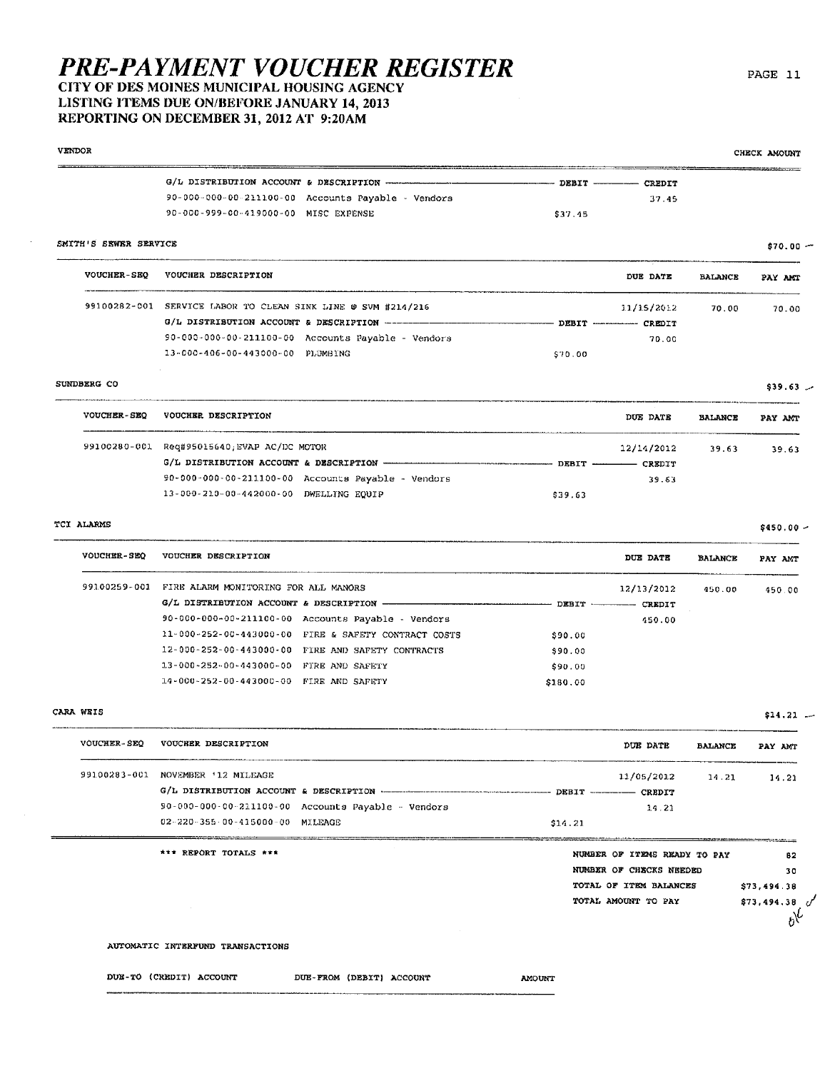# PRE-PAYMENT VOUCHER REGISTER

**CITY OF DES MOINES MUNICIPAL HOUSING AGENCY**
**LISTING ITEMS DUE ON/BEFORE JANUARY 14, 2013**
**REPORTING ON DECEMBER 31, 2012 AT 9:20AM**

VENDOR — CHECK AMOUNT

| G/L DISTRIBUTION ACCOUNT & DESCRIPTION | | DEBIT | CREDIT |
|---|---|---|---|
| 90-000-000-00-211100-00 | Accounts Payable - Vendors | | 37.45 |
| 90-000-999-00-419000-00 | MISC EXPENSE | $37.45 | |

**SMITH'S SEWER SERVICE** — $70.00

| VOUCHER-SEQ | VOUCHER DESCRIPTION | DUE DATE | BALANCE | PAY AMT |
|---|---|---|---|---|
| 99100282-001 | SERVICE LABOR TO CLEAN SINK LINE @ SVM #214/216 | 11/15/2012 | 70.00 | 70.00 |

| G/L DISTRIBUTION ACCOUNT & DESCRIPTION | | DEBIT | CREDIT |
|---|---|---|---|
| 90-000-000-00-211100-00 | Accounts Payable - Vendors | | 70.00 |
| 13-000-406-00-443000-00 | PLUMBING | $70.00 | |

**SUNDBERG CO** — $39.63

| VOUCHER-SEQ | VOUCHER DESCRIPTION | DUE DATE | BALANCE | PAY AMT |
|---|---|---|---|---|
| 99100280-001 | Req#95015640,EVAP AC/DC MOTOR | 12/14/2012 | 39.63 | 39.63 |

| G/L DISTRIBUTION ACCOUNT & DESCRIPTION | | DEBIT | CREDIT |
|---|---|---|---|
| 90-000-000-00-211100-00 | Accounts Payable - Vendors | | 39.63 |
| 13-000-210-00-442000-00 | DWELLING EQUIP | $39.63 | |

**TCI ALARMS** — $450.00

| VOUCHER-SEQ | VOUCHER DESCRIPTION | DUE DATE | BALANCE | PAY AMT |
|---|---|---|---|---|
| 99100259-001 | FIRE ALARM MONITORING FOR ALL MANORS | 12/13/2012 | 450.00 | 450.00 |

| G/L DISTRIBUTION ACCOUNT & DESCRIPTION | | DEBIT | CREDIT |
|---|---|---|---|
| 90-000-000-00-211100-00 | Accounts Payable - Vendors | | 450.00 |
| 11-000-252-00-443000-00 | FIRE & SAFETY CONTRACT COSTS | $90.00 | |
| 12-000-252-00-443000-00 | FIRE AND SAFETY CONTRACTS | $90.00 | |
| 13-000-252-00-443000-00 | FIRE AND SAFETY | $90.00 | |
| 14-000-252-00-443000-00 | FIRE AND SAFETY | $180.00 | |

**CARA WEIS** — $14.21

| VOUCHER-SEQ | VOUCHER DESCRIPTION | DUE DATE | BALANCE | PAY AMT |
|---|---|---|---|---|
| 99100283-001 | NOVEMBER '12 MILEAGE | 11/05/2012 | 14.21 | 14.21 |

| G/L DISTRIBUTION ACCOUNT & DESCRIPTION | | DEBIT | CREDIT |
|---|---|---|---|
| 90-000-000-00-211100-00 | Accounts Payable - Vendors | | 14.21 |
| 02-220-355-00-415000-00 | MILEAGE | $14.21 | |

**\*\*\* REPORT TOTALS \*\*\***

| | |
|---|---|
| NUMBER OF ITEMS READY TO PAY | 82 |
| NUMBER OF CHECKS NEEDED | 30 |
| TOTAL OF ITEM BALANCES | $73,494.38 |
| TOTAL AMOUNT TO PAY | $73,494.38 |

ok

AUTOMATIC INTERFUND TRANSACTIONS

| DUE-TO (CREDIT) ACCOUNT | DUE-FROM (DEBIT) ACCOUNT | AMOUNT |
|---|---|---|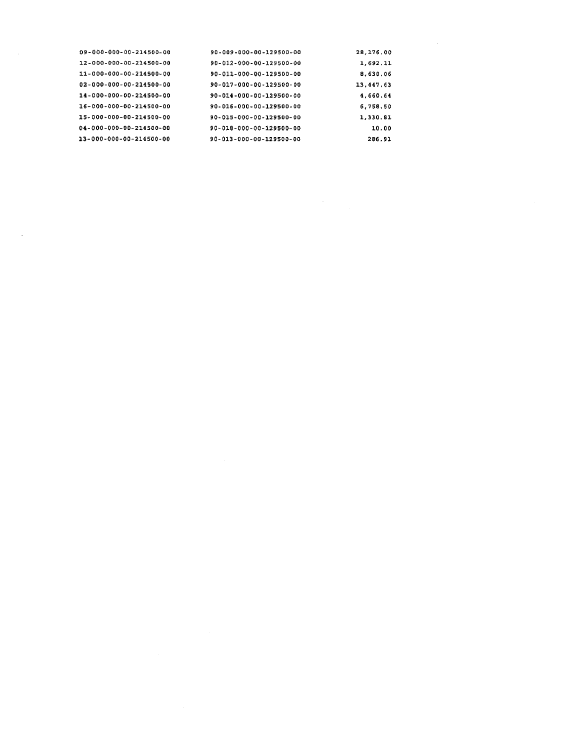| | | |
|---|---|---|
| 09-000-000-00-214500-00 | 90-009-000-00-129500-00 | 28,176.00 |
| 12-000-000-00-214500-00 | 90-012-000-00-129500-00 | 1,692.11 |
| 11-000-000-00-214500-00 | 90-011-000-00-129500-00 | 8,630.06 |
| 02-000-000-00-214500-00 | 90-017-000-00-129500-00 | 13,447.63 |
| 14-000-000-00-214500-00 | 90-014-000-00-129500-00 | 4,660.64 |
| 16-000-000-00-214500-00 | 90-016-000-00-129500-00 | 6,758.50 |
| 15-000-000-00-214500-00 | 90-015-000-00-129500-00 | 1,330.81 |
| 04-000-000-00-214500-00 | 90-018-000-00-129500-00 | 10.00 |
| 13-000-000-00-214500-00 | 90-013-000-00-129500-00 | 286.91 |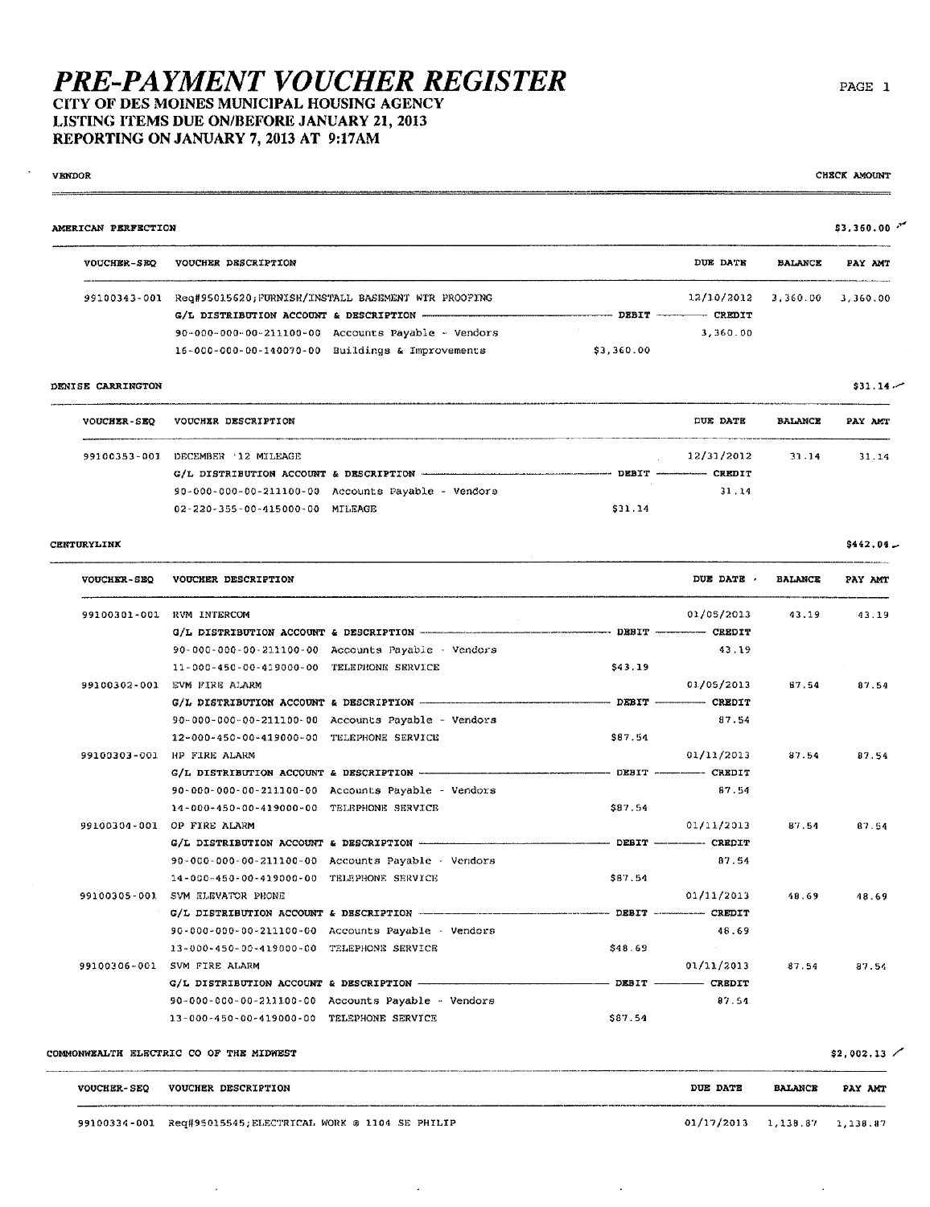# *PRE-PAYMENT VOUCHER REGISTER*

**CITY OF DES MOINES MUNICIPAL HOUSING AGENCY**
**LISTING ITEMS DUE ON/BEFORE JANUARY 21, 2013**
**REPORTING ON JANUARY 7, 2013 AT 9:17AM**

VENDOR | CHECK AMOUNT

---

**AMERICAN PERFECTION** — $3,360.00

| VOUCHER-SEQ | VOUCHER DESCRIPTION | | DUE DATE | BALANCE | PAY AMT |
|---|---|---|---|---|---|
| 99100343-001 | Req#95015620;FURNISH/INSTALL BASEMENT WTR PROOFING | | 12/10/2012 | 3,360.00 | 3,360.00 |
| | G/L DISTRIBUTION ACCOUNT & DESCRIPTION | DEBIT | CREDIT | | |
| | 90-000-000-00-211100-00 Accounts Payable - Vendors | | 3,360.00 | | |
| | 16-000-000-00-140070-00 Buildings & Improvements | $3,360.00 | | | |

**DENISE CARRINGTON** — $31.14

| VOUCHER-SEQ | VOUCHER DESCRIPTION | | DUE DATE | BALANCE | PAY AMT |
|---|---|---|---|---|---|
| 99100353-001 | DECEMBER '12 MILEAGE | | 12/31/2012 | 31.14 | 31.14 |
| | G/L DISTRIBUTION ACCOUNT & DESCRIPTION | DEBIT | CREDIT | | |
| | 90-000-000-00-211100-00 Accounts Payable - Vendors | | 31.14 | | |
| | 02-220-355-00-415000-00 MILEAGE | $31.14 | | | |

**CENTURYLINK** — $442.04

| VOUCHER-SEQ | VOUCHER DESCRIPTION | | DUE DATE | BALANCE | PAY AMT |
|---|---|---|---|---|---|
| 99100301-001 | RVM INTERCOM | | 01/05/2013 | 43.19 | 43.19 |
| | G/L DISTRIBUTION ACCOUNT & DESCRIPTION | DEBIT | CREDIT | | |
| | 90-000-000-00-211100-00 Accounts Payable - Vendors | | 43.19 | | |
| | 11-000-450-00-419000-00 TELEPHONE SERVICE | $43.19 | | | |
| 99100302-001 | EVM FIRE ALARM | | 01/05/2013 | 87.54 | 87.54 |
| | G/L DISTRIBUTION ACCOUNT & DESCRIPTION | DEBIT | CREDIT | | |
| | 90-000-000-00-211100-00 Accounts Payable - Vendors | | 87.54 | | |
| | 12-000-450-00-419000-00 TELEPHONE SERVICE | $87.54 | | | |
| 99100303-001 | HP FIRE ALARM | | 01/11/2013 | 87.54 | 87.54 |
| | G/L DISTRIBUTION ACCOUNT & DESCRIPTION | DEBIT | CREDIT | | |
| | 90-000-000-00-211100-00 Accounts Payable - Vendors | | 87.54 | | |
| | 14-000-450-00-419000-00 TELEPHONE SERVICE | $87.54 | | | |
| 99100304-001 | OP FIRE ALARM | | 01/11/2013 | 87.54 | 87.54 |
| | G/L DISTRIBUTION ACCOUNT & DESCRIPTION | DEBIT | CREDIT | | |
| | 90-000-000-00-211100-00 Accounts Payable - Vendors | | 87.54 | | |
| | 14-000-450-00-419000-00 TELEPHONE SERVICE | $87.54 | | | |
| 99100305-001 | SVM ELEVATOR PHONE | | 01/11/2013 | 48.69 | 48.69 |
| | G/L DISTRIBUTION ACCOUNT & DESCRIPTION | DEBIT | CREDIT | | |
| | 90-000-000-00-211100-00 Accounts Payable - Vendors | | 48.69 | | |
| | 13-000-450-00-419000-00 TELEPHONE SERVICE | $48.69 | | | |
| 99100306-001 | SVM FIRE ALARM | | 01/11/2013 | 87.54 | 87.54 |
| | G/L DISTRIBUTION ACCOUNT & DESCRIPTION | DEBIT | CREDIT | | |
| | 90-000-000-00-211100-00 Accounts Payable - Vendors | | 87.54 | | |
| | 13-000-450-00-419000-00 TELEPHONE SERVICE | $87.54 | | | |

**COMMONWEALTH ELECTRIC CO OF THE MIDWEST** — $2,002.13

| VOUCHER-SEQ | VOUCHER DESCRIPTION | DUE DATE | BALANCE | PAY AMT |
|---|---|---|---|---|
| 99100334-001 | Req#95015545;ELECTRICAL WORK @ 1104 SE PHILIP | 01/17/2013 | 1,138.87 | 1,138.87 |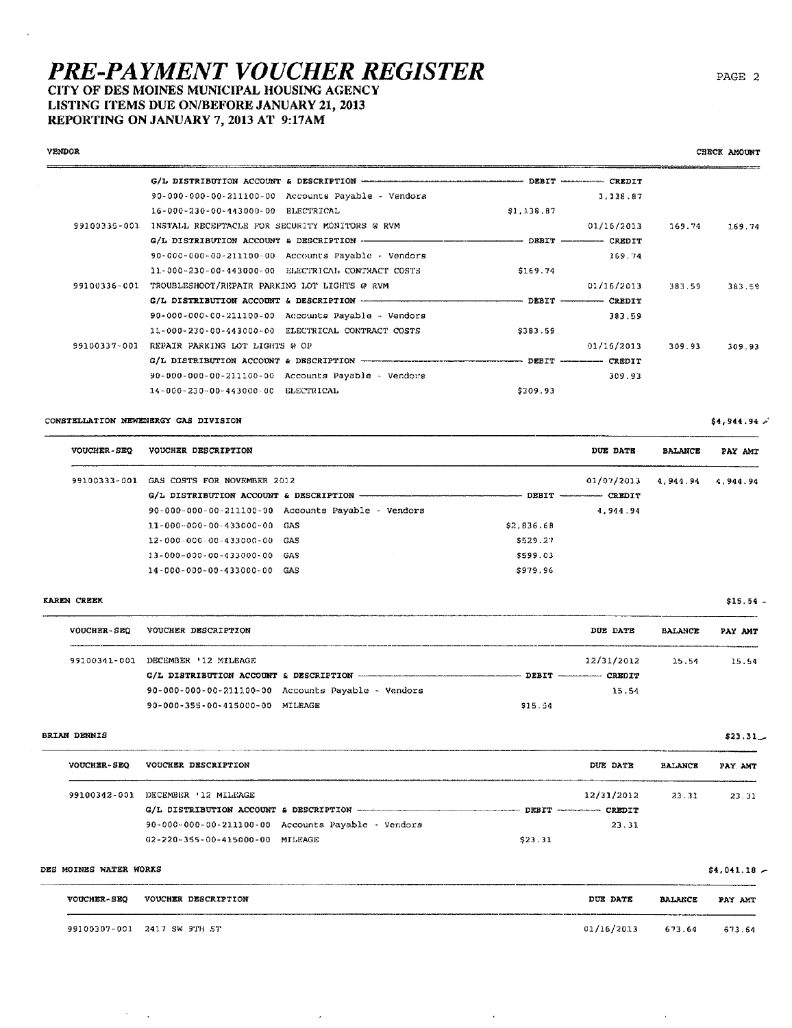# PRE-PAYMENT VOUCHER REGISTER

**CITY OF DES MOINES MUNICIPAL HOUSING AGENCY**
**LISTING ITEMS DUE ON/BEFORE JANUARY 21, 2013**
**REPORTING ON JANUARY 7, 2013 AT 9:17AM**

VENDOR | CHECK AMOUNT

| | | DEBIT | CREDIT | | |
|---|---|---|---|---|---|
| | G/L DISTRIBUTION ACCOUNT & DESCRIPTION | DEBIT | CREDIT | | |
| | 90-000-000-00-211100-00 Accounts Payable - Vendors | | 1,138.87 | | |
| | 16-000-230-00-443000-00 ELECTRICAL | $1,138.87 | | | |
| 99100335-001 | INSTALL RECEPTACLE FOR SECURITY MONITORS @ RVM | | 01/16/2013 | 169.74 | 169.74 |
| | G/L DISTRIBUTION ACCOUNT & DESCRIPTION | DEBIT | CREDIT | | |
| | 90-000-000-00-211100-00 Accounts Payable - Vendors | | 169.74 | | |
| | 11-000-230-00-443000-00 ELECTRICAL CONTRACT COSTS | $169.74 | | | |
| 99100336-001 | TROUBLESHOOT/REPAIR PARKING LOT LIGHTS @ RVM | | 01/16/2013 | 383.59 | 383.59 |
| | G/L DISTRIBUTION ACCOUNT & DESCRIPTION | DEBIT | CREDIT | | |
| | 90-000-000-00-211100-00 Accounts Payable - Vendors | | 383.59 | | |
| | 11-000-230-00-443000-00 ELECTRICAL CONTRACT COSTS | $383.59 | | | |
| 99100337-001 | REPAIR PARKING LOT LIGHTS @ OP | | 01/16/2013 | 309.93 | 309.93 |
| | G/L DISTRIBUTION ACCOUNT & DESCRIPTION | DEBIT | CREDIT | | |
| | 90-000-000-00-211100-00 Accounts Payable - Vendors | | 309.93 | | |
| | 14-000-230-00-443000-00 ELECTRICAL | $309.93 | | | |

**CONSTELLATION NEWENERGY GAS DIVISION** — $4,944.94

| VOUCHER-SEQ | VOUCHER DESCRIPTION | | DUE DATE | BALANCE | PAY AMT |
|---|---|---|---|---|---|
| 99100333-001 | GAS COSTS FOR NOVEMBER 2012 | | 01/07/2013 | 4,944.94 | 4,944.94 |
| | G/L DISTRIBUTION ACCOUNT & DESCRIPTION | DEBIT | CREDIT | | |
| | 90-000-000-00-211100-00 Accounts Payable - Vendors | | 4,944.94 | | |
| | 11-000-000-00-433000-00 GAS | $2,836.68 | | | |
| | 12-000-000-00-433000-00 GAS | $529.27 | | | |
| | 13-000-000-00-433000-00 GAS | $599.03 | | | |
| | 14-000-000-00-433000-00 GAS | $979.96 | | | |

**KAREN CREEK** — $15.54

| VOUCHER-SEQ | VOUCHER DESCRIPTION | | DUE DATE | BALANCE | PAY AMT |
|---|---|---|---|---|---|
| 99100341-001 | DECEMBER '12 MILEAGE | | 12/31/2012 | 15.54 | 15.54 |
| | G/L DISTRIBUTION ACCOUNT & DESCRIPTION | DEBIT | CREDIT | | |
| | 90-000-000-00-211100-00 Accounts Payable - Vendors | | 15.54 | | |
| | 90-000-355-00-415000-00 MILEAGE | $15.54 | | | |

**BRIAN DENNIS** — $23.31

| VOUCHER-SEQ | VOUCHER DESCRIPTION | | DUE DATE | BALANCE | PAY AMT |
|---|---|---|---|---|---|
| 99100342-001 | DECEMBER '12 MILEAGE | | 12/31/2012 | 23.31 | 23.31 |
| | G/L DISTRIBUTION ACCOUNT & DESCRIPTION | DEBIT | CREDIT | | |
| | 90-000-000-00-211100-00 Accounts Payable - Vendors | | 23.31 | | |
| | 02-220-355-00-415000-00 MILEAGE | $23.31 | | | |

**DES MOINES WATER WORKS** — $4,041.18

| VOUCHER-SEQ | VOUCHER DESCRIPTION | DUE DATE | BALANCE | PAY AMT |
|---|---|---|---|---|
| 99100307-001 | 2417 SW 9TH ST | 01/16/2013 | 673.64 | 673.64 |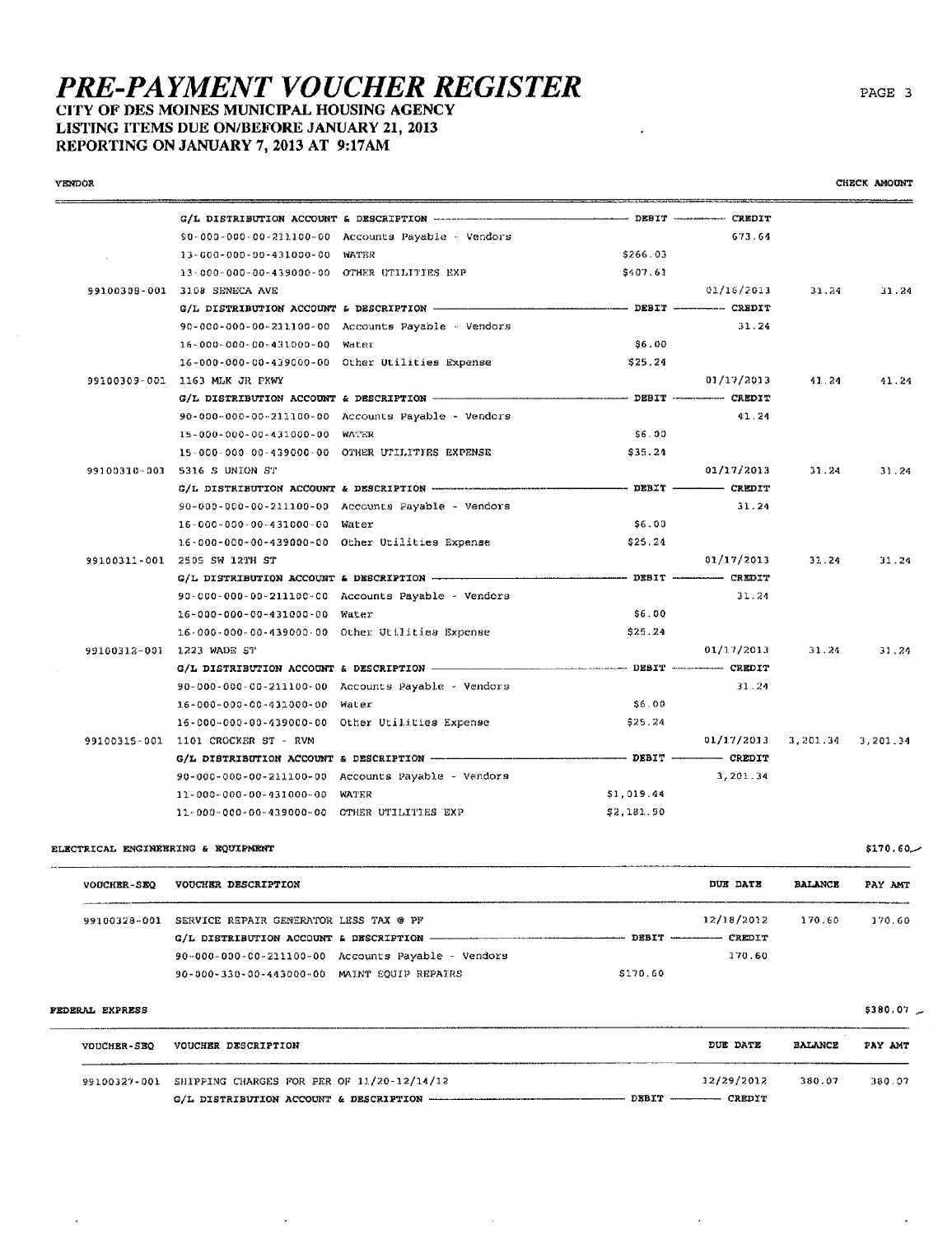# PRE-PAYMENT VOUCHER REGISTER

**CITY OF DES MOINES MUNICIPAL HOUSING AGENCY**
**LISTING ITEMS DUE ON/BEFORE JANUARY 21, 2013**
**REPORTING ON JANUARY 7, 2013 AT 9:17AM**

VENDOR | CHECK AMOUNT

| | | DEBIT | CREDIT | | |
|---|---|---|---|---|---|
| | G/L DISTRIBUTION ACCOUNT & DESCRIPTION | DEBIT | CREDIT | | |
| | 90-000-000-00-211100-00 Accounts Payable - Vendors | | 673.64 | | |
| | 13-000-000-00-431000-00 WATER | $266.03 | | | |
| | 13-000-000-00-439000-00 OTHER UTILITIES EXP | $407.61 | | | |
| 99100308-001 | 3108 SENECA AVE | | 01/16/2013 | 31.24 | 31.24 |
| | G/L DISTRIBUTION ACCOUNT & DESCRIPTION | DEBIT | CREDIT | | |
| | 90-000-000-00-211100-00 Accounts Payable - Vendors | | 31.24 | | |
| | 16-000-000-00-431000-00 Water | $6.00 | | | |
| | 16-000-000-00-439000-00 Other Utilities Expense | $25.24 | | | |
| 99100309-001 | 1163 MLK JR PKWY | | 01/17/2013 | 41.24 | 41.24 |
| | G/L DISTRIBUTION ACCOUNT & DESCRIPTION | DEBIT | CREDIT | | |
| | 90-000-000-00-211100-00 Accounts Payable - Vendors | | 41.24 | | |
| | 15-000-000-00-431000-00 WATER | $6.00 | | | |
| | 15-000-000-00-439000-00 OTHER UTILITIES EXPENSE | $35.24 | | | |
| 99100310-001 | 5316 S UNION ST | | 01/17/2013 | 31.24 | 31.24 |
| | G/L DISTRIBUTION ACCOUNT & DESCRIPTION | DEBIT | CREDIT | | |
| | 90-000-000-00-211100-00 Accounts Payable - Vendors | | 31.24 | | |
| | 16-000-000-00-431000-00 Water | $6.00 | | | |
| | 16-000-000-00-439000-00 Other Utilities Expense | $25.24 | | | |
| 99100311-001 | 2505 SW 12TH ST | | 01/17/2013 | 31.24 | 31.24 |
| | G/L DISTRIBUTION ACCOUNT & DESCRIPTION | DEBIT | CREDIT | | |
| | 90-000-000-00-211100-00 Accounts Payable - Vendors | | 31.24 | | |
| | 16-000-000-00-431000-00 Water | $6.00 | | | |
| | 16-000-000-00-439000-00 Other Utilities Expense | $25.24 | | | |
| 99100312-001 | 1223 WADE ST | | 01/17/2013 | 31.24 | 31.24 |
| | G/L DISTRIBUTION ACCOUNT & DESCRIPTION | DEBIT | CREDIT | | |
| | 90-000-000-00-211100-00 Accounts Payable - Vendors | | 31.24 | | |
| | 16-000-000-00-431000-00 Water | $6.00 | | | |
| | 16-000-000-00-439000-00 Other Utilities Expense | $25.24 | | | |
| 99100315-001 | 1101 CROCKER ST - RVM | | 01/17/2013 | 3,201.34 | 3,201.34 |
| | G/L DISTRIBUTION ACCOUNT & DESCRIPTION | DEBIT | CREDIT | | |
| | 90-000-000-00-211100-00 Accounts Payable - Vendors | | 3,201.34 | | |
| | 11-000-000-00-431000-00 WATER | $1,019.44 | | | |
| | 11-000-000-00-439000-00 OTHER UTILITIES EXP | $2,181.90 | | | |

**ELECTRICAL ENGINEERING & EQUIPMENT** — $170.60

| VOUCHER-SEQ | VOUCHER DESCRIPTION | DEBIT | DUE DATE | BALANCE | PAY AMT |
|---|---|---|---|---|---|
| 99100328-001 | SERVICE REPAIR GENERATOR LESS TAX @ PF | | 12/18/2012 | 170.60 | 170.60 |
| | G/L DISTRIBUTION ACCOUNT & DESCRIPTION | DEBIT | CREDIT | | |
| | 90-000-000-00-211100-00 Accounts Payable - Vendors | | 170.60 | | |
| | 90-000-330-00-443000-00 MAINT EQUIP REPAIRS | $170.60 | | | |

**FEDERAL EXPRESS** — $380.07

| VOUCHER-SEQ | VOUCHER DESCRIPTION | DEBIT | DUE DATE | BALANCE | PAY AMT |
|---|---|---|---|---|---|
| 99100327-001 | SHIPPING CHARGES FOR PER OF 11/20-12/14/12 | | 12/29/2012 | 380.07 | 380.07 |
| | G/L DISTRIBUTION ACCOUNT & DESCRIPTION | DEBIT | CREDIT | | |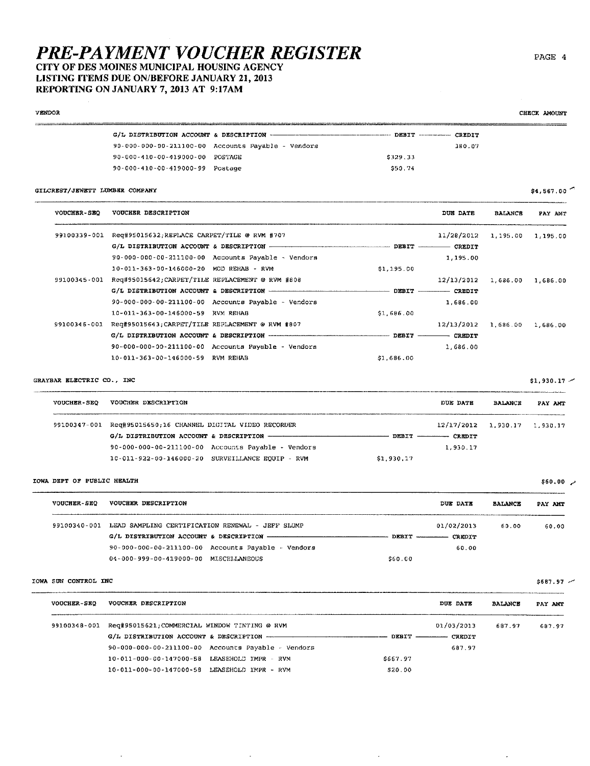# PRE-PAYMENT VOUCHER REGISTER

**CITY OF DES MOINES MUNICIPAL HOUSING AGENCY**
**LISTING ITEMS DUE ON/BEFORE JANUARY 21, 2013**
**REPORTING ON JANUARY 7, 2013 AT 9:17AM**

VENDOR | CHECK AMOUNT

| G/L DISTRIBUTION ACCOUNT & DESCRIPTION | | DEBIT | CREDIT |
|---|---|---|---|
| 90-000-000-00-211100-00 | Accounts Payable - Vendors | | 380.07 |
| 90-000-410-00-419000-00 | POSTAGE | $329.33 | |
| 90-000-410-00-419000-99 | Postage | $50.74 | |

**GILCREST/JEWETT LUMBER COMPANY** — $4,567.00

| VOUCHER-SEQ | VOUCHER DESCRIPTION | DEBIT | CREDIT | DUE DATE | BALANCE | PAY AMT |
|---|---|---|---|---|---|---|
| 99100339-001 | Req#95015632;REPLACE CARPET/TILE @ RVM #707 | | | 11/28/2012 | 1,195.00 | 1,195.00 |
| | G/L DISTRIBUTION ACCOUNT & DESCRIPTION | DEBIT | CREDIT | | | |
| | 90-000-000-00-211100-00 Accounts Payable - Vendors | | 1,195.00 | | | |
| | 10-011-363-00-146000-20 MOD REHAB - RVM | $1,195.00 | | | | |
| 99100345-001 | Req#95015642;CARPET/TILE REPLACEMENT @ RVM #808 | | | 12/13/2012 | 1,686.00 | 1,686.00 |
| | G/L DISTRIBUTION ACCOUNT & DESCRIPTION | DEBIT | CREDIT | | | |
| | 90-000-000-00-211100-00 Accounts Payable - Vendors | | 1,686.00 | | | |
| | 10-011-363-00-146000-59 RVM REHAB | $1,686.00 | | | | |
| 99100346-001 | Req#95015643;CARPET/TILE REPLACEMENT @ RVM #807 | | | 12/13/2012 | 1,686.00 | 1,686.00 |
| | G/L DISTRIBUTION ACCOUNT & DESCRIPTION | DEBIT | CREDIT | | | |
| | 90-000-000-00-211100-00 Accounts Payable - Vendors | | 1,686.00 | | | |
| | 10-011-363-00-146000-59 RVM REHAB | $1,686.00 | | | | |

**GRAYBAR ELECTRIC CO., INC** — $1,930.17

| VOUCHER-SEQ | VOUCHER DESCRIPTION | DEBIT | CREDIT | DUE DATE | BALANCE | PAY AMT |
|---|---|---|---|---|---|---|
| 99100347-001 | Req#95015650;16 CHANNEL DIGITAL VIDEO RECORDER | | | 12/17/2012 | 1,930.17 | 1,930.17 |
| | G/L DISTRIBUTION ACCOUNT & DESCRIPTION | DEBIT | CREDIT | | | |
| | 90-000-000-00-211100-00 Accounts Payable - Vendors | | 1,930.17 | | | |
| | 10-011-922-00-146000-20 SURVEILLANCE EQUIP - RVM | $1,930.17 | | | | |

**IOWA DEPT OF PUBLIC HEALTH** — $60.00

| VOUCHER-SEQ | VOUCHER DESCRIPTION | DEBIT | CREDIT | DUE DATE | BALANCE | PAY AMT |
|---|---|---|---|---|---|---|
| 99100340-001 | LEAD SAMPLING CERTIFICATION RENEWAL - JEFF SLUMP | | | 01/02/2013 | 60.00 | 60.00 |
| | G/L DISTRIBUTION ACCOUNT & DESCRIPTION | DEBIT | CREDIT | | | |
| | 90-000-000-00-211100-00 Accounts Payable - Vendors | | 60.00 | | | |
| | 04-000-999-00-419000-00 MISCELLANEOUS | $60.00 | | | | |

**IOWA SUN CONTROL INC** — $687.97

| VOUCHER-SEQ | VOUCHER DESCRIPTION | DEBIT | CREDIT | DUE DATE | BALANCE | PAY AMT |
|---|---|---|---|---|---|---|
| 99100348-001 | Req#95015621;COMMERCIAL WINDOW TINTING @ RVM | | | 01/03/2013 | 687.97 | 687.97 |
| | G/L DISTRIBUTION ACCOUNT & DESCRIPTION | DEBIT | CREDIT | | | |
| | 90-000-000-00-211100-00 Accounts Payable - Vendors | | 687.97 | | | |
| | 10-011-000-00-147000-58 LEASEHOLD IMPR - RVM | $667.97 | | | | |
| | 10-011-000-00-147000-58 LEASEHOLD IMPR - RVM | $20.00 | | | | |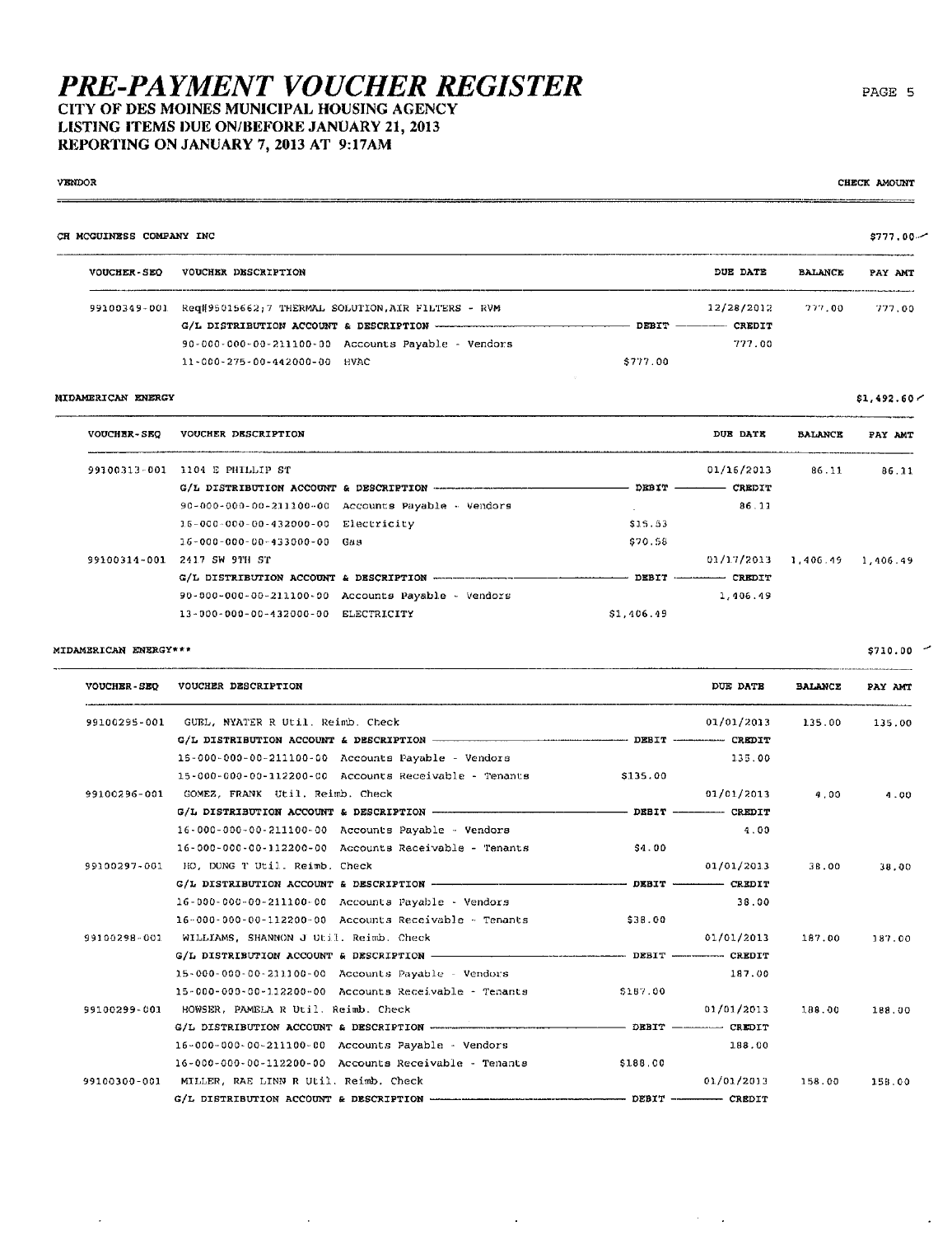# PRE-PAYMENT VOUCHER REGISTER

**CITY OF DES MOINES MUNICIPAL HOUSING AGENCY**
**LISTING ITEMS DUE ON/BEFORE JANUARY 21, 2013**
**REPORTING ON JANUARY 7, 2013 AT 9:17AM**

| VENDOR | | | | | CHECK AMOUNT |
|---|---|---|---|---|---|

**CH MCGUINESS COMPANY INC** — $777.00

| VOUCHER-SEQ | VOUCHER DESCRIPTION | DEBIT | DUE DATE / CREDIT | BALANCE | PAY AMT |
|---|---|---|---|---|---|
| 99100349-001 | Req#95015662;7 THERMAL SOLUTION,AIR FILTERS - RVM | | 12/28/2012 | 777.00 | 777.00 |
| | G/L DISTRIBUTION ACCOUNT & DESCRIPTION | DEBIT | CREDIT | | |
| | 90-000-000-00-211100-00 Accounts Payable - Vendors | | 777.00 | | |
| | 11-000-275-00-442000-00 HVAC | $777.00 | | | |

**MIDAMERICAN ENERGY** — $1,492.60

| VOUCHER-SEQ | VOUCHER DESCRIPTION | DEBIT | DUE DATE / CREDIT | BALANCE | PAY AMT |
|---|---|---|---|---|---|
| 99100313-001 | 1104 E PHILLIP ST | | 01/16/2013 | 86.11 | 86.11 |
| | G/L DISTRIBUTION ACCOUNT & DESCRIPTION | DEBIT | CREDIT | | |
| | 90-000-000-00-211100-00 Accounts Payable - Vendors | | 86.11 | | |
| | 16-000-000-00-432000-00 Electricity | $15.53 | | | |
| | 16-000-000-00-433000-00 Gas | $70.58 | | | |
| 99100314-001 | 2417 SW 9TH ST | | 01/17/2013 | 1,406.49 | 1,406.49 |
| | G/L DISTRIBUTION ACCOUNT & DESCRIPTION | DEBIT | CREDIT | | |
| | 90-000-000-00-211100-00 Accounts Payable - Vendors | | 1,406.49 | | |
| | 13-000-000-00-432000-00 ELECTRICITY | $1,406.49 | | | |

**MIDAMERICAN ENERGY\*\*\*** — $710.00

| VOUCHER-SEQ | VOUCHER DESCRIPTION | DEBIT | DUE DATE / CREDIT | BALANCE | PAY AMT |
|---|---|---|---|---|---|
| 99100295-001 | GUEL, NYATER R Util. Reimb. Check | | 01/01/2013 | 135.00 | 135.00 |
| | G/L DISTRIBUTION ACCOUNT & DESCRIPTION | DEBIT | CREDIT | | |
| | 15-000-000-00-211100-00 Accounts Payable - Vendors | | 135.00 | | |
| | 15-000-000-00-112200-00 Accounts Receivable - Tenants | $135.00 | | | |
| 99100296-001 | GOMEZ, FRANK Util. Reimb. Check | | 01/01/2013 | 4.00 | 4.00 |
| | G/L DISTRIBUTION ACCOUNT & DESCRIPTION | DEBIT | CREDIT | | |
| | 16-000-000-00-211100-00 Accounts Payable - Vendors | | 4.00 | | |
| | 16-000-000-00-112200-00 Accounts Receivable - Tenants | $4.00 | | | |
| 99100297-001 | HO, DUNG T Util. Reimb. Check | | 01/01/2013 | 38.00 | 38.00 |
| | G/L DISTRIBUTION ACCOUNT & DESCRIPTION | DEBIT | CREDIT | | |
| | 16-000-000-00-211100-00 Accounts Payable - Vendors | | 38.00 | | |
| | 16-000-000-00-112200-00 Accounts Receivable - Tenants | $38.00 | | | |
| 99100298-001 | WILLIAMS, SHANNON J Util. Reimb. Check | | 01/01/2013 | 187.00 | 187.00 |
| | G/L DISTRIBUTION ACCOUNT & DESCRIPTION | DEBIT | CREDIT | | |
| | 15-000-000-00-211100-00 Accounts Payable - Vendors | | 187.00 | | |
| | 15-000-000-00-112200-00 Accounts Receivable - Tenants | $187.00 | | | |
| 99100299-001 | HOWSER, PAMELA R Util. Reimb. Check | | 01/01/2013 | 188.00 | 188.00 |
| | G/L DISTRIBUTION ACCOUNT & DESCRIPTION | DEBIT | CREDIT | | |
| | 16-000-000-00-211100-00 Accounts Payable - Vendors | | 188.00 | | |
| | 16-000-000-00-112200-00 Accounts Receivable - Tenants | $188.00 | | | |
| 99100300-001 | MILLER, RAE LINN R Util. Reimb. Check | | 01/01/2013 | 158.00 | 158.00 |
| | G/L DISTRIBUTION ACCOUNT & DESCRIPTION | DEBIT | CREDIT | | |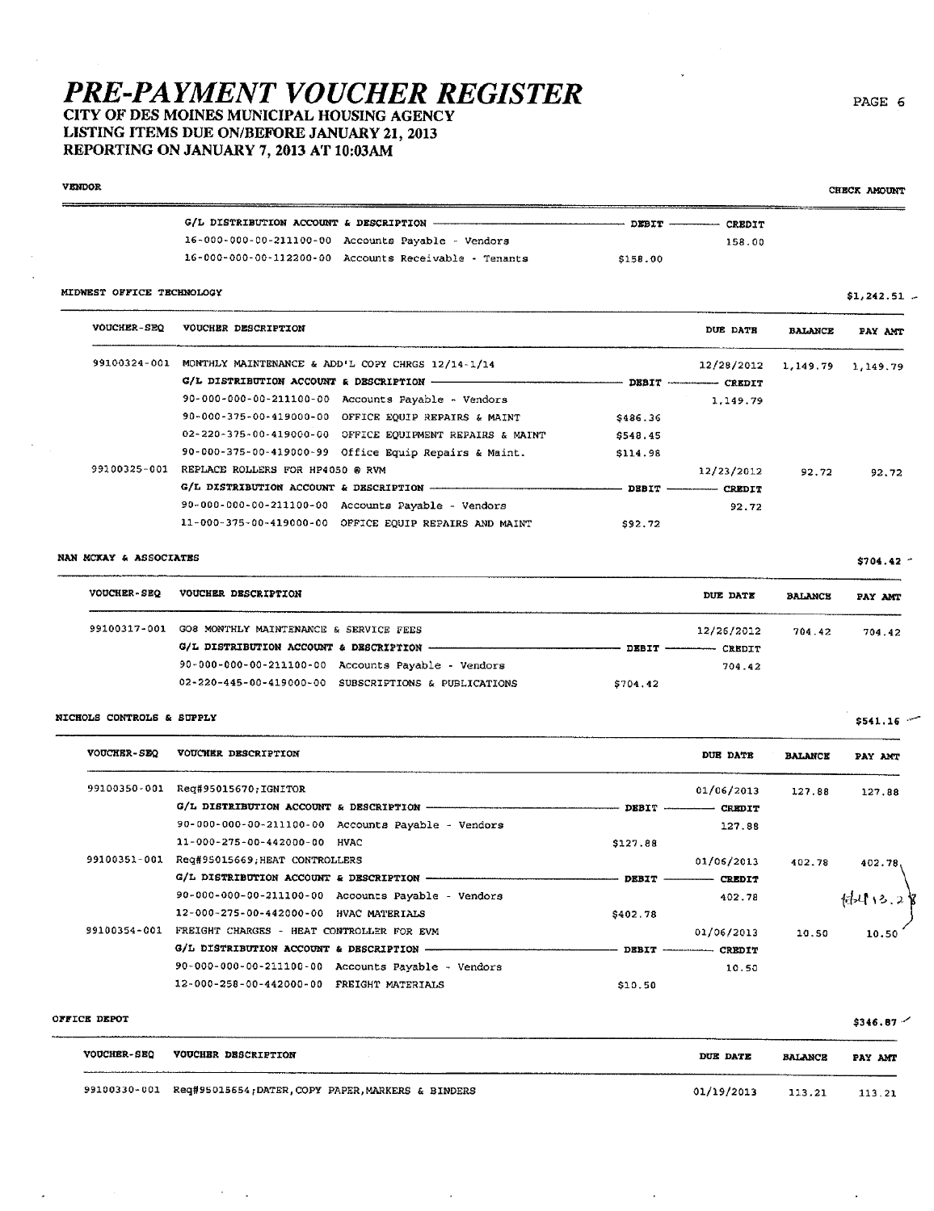# PRE-PAYMENT VOUCHER REGISTER

**CITY OF DES MOINES MUNICIPAL HOUSING AGENCY**
**LISTING ITEMS DUE ON/BEFORE JANUARY 21, 2013**
**REPORTING ON JANUARY 7, 2013 AT 10:03AM**

VENDOR | CHECK AMOUNT

| G/L DISTRIBUTION ACCOUNT & DESCRIPTION | | DEBIT | CREDIT |
|---|---|---|---|
| 16-000-000-00-211100-00 | Accounts Payable - Vendors | | 158.00 |
| 16-000-000-00-112200-00 | Accounts Receivable - Tenants | $158.00 | |

**MIDWEST OFFICE TECHNOLOGY** — $1,242.51

| VOUCHER-SEQ | VOUCHER DESCRIPTION | DEBIT | CREDIT | DUE DATE | BALANCE | PAY AMT |
|---|---|---|---|---|---|---|
| 99100324-001 | MONTHLY MAINTENANCE & ADD'L COPY CHRGS 12/14-1/14 | | | 12/28/2012 | 1,149.79 | 1,149.79 |
| | G/L DISTRIBUTION ACCOUNT & DESCRIPTION | DEBIT | CREDIT | | | |
| | 90-000-000-00-211100-00 Accounts Payable - Vendors | | 1,149.79 | | | |
| | 90-000-375-00-419000-00 OFFICE EQUIP REPAIRS & MAINT | $486.36 | | | | |
| | 02-220-375-00-419000-00 OFFICE EQUIPMENT REPAIRS & MAINT | $548.45 | | | | |
| | 90-000-375-00-419000-99 Office Equip Repairs & Maint. | $114.98 | | | | |
| 99100325-001 | REPLACE ROLLERS FOR HP4050 @ RVM | | | 12/23/2012 | 92.72 | 92.72 |
| | G/L DISTRIBUTION ACCOUNT & DESCRIPTION | DEBIT | CREDIT | | | |
| | 90-000-000-00-211100-00 Accounts Payable - Vendors | | 92.72 | | | |
| | 11-000-375-00-419000-00 OFFICE EQUIP REPAIRS AND MAINT | $92.72 | | | | |

**NAN MCKAY & ASSOCIATES** — $704.42

| VOUCHER-SEQ | VOUCHER DESCRIPTION | DEBIT | CREDIT | DUE DATE | BALANCE | PAY AMT |
|---|---|---|---|---|---|---|
| 99100317-001 | GO8 MONTHLY MAINTENANCE & SERVICE FEES | | | 12/26/2012 | 704.42 | 704.42 |
| | G/L DISTRIBUTION ACCOUNT & DESCRIPTION | DEBIT | CREDIT | | | |
| | 90-000-000-00-211100-00 Accounts Payable - Vendors | | 704.42 | | | |
| | 02-220-445-00-419000-00 SUBSCRIPTIONS & PUBLICATIONS | $704.42 | | | | |

**NICHOLS CONTROLS & SUPPLY** — $541.16

| VOUCHER-SEQ | VOUCHER DESCRIPTION | DEBIT | CREDIT | DUE DATE | BALANCE | PAY AMT |
|---|---|---|---|---|---|---|
| 99100350-001 | Req#95015670;IGNITOR | | | 01/06/2013 | 127.88 | 127.88 |
| | G/L DISTRIBUTION ACCOUNT & DESCRIPTION | DEBIT | CREDIT | | | |
| | 90-000-000-00-211100-00 Accounts Payable - Vendors | | 127.88 | | | |
| | 11-000-275-00-442000-00 HVAC | $127.88 | | | | |
| 99100351-001 | Req#95015669;HEAT CONTROLLERS | | | 01/06/2013 | 402.78 | 402.78 |
| | G/L DISTRIBUTION ACCOUNT & DESCRIPTION | DEBIT | CREDIT | | | |
| | 90-000-000-00-211100-00 Accounts Payable - Vendors | | 402.78 | | | $413.28 |
| | 12-000-275-00-442000-00 HVAC MATERIALS | $402.78 | | | | |
| 99100354-001 | FREIGHT CHARGES - HEAT CONTROLLER FOR EVM | | | 01/06/2013 | 10.50 | 10.50 |
| | G/L DISTRIBUTION ACCOUNT & DESCRIPTION | DEBIT | CREDIT | | | |
| | 90-000-000-00-211100-00 Accounts Payable - Vendors | | 10.50 | | | |
| | 12-000-258-00-442000-00 FREIGHT MATERIALS | $10.50 | | | | |

**OFFICE DEPOT** — $346.87

| VOUCHER-SEQ | VOUCHER DESCRIPTION | DUE DATE | BALANCE | PAY AMT |
|---|---|---|---|---|
| 99100330-001 | Req#95015654;DATER,COPY PAPER,MARKERS & BINDERS | 01/19/2013 | 113.21 | 113.21 |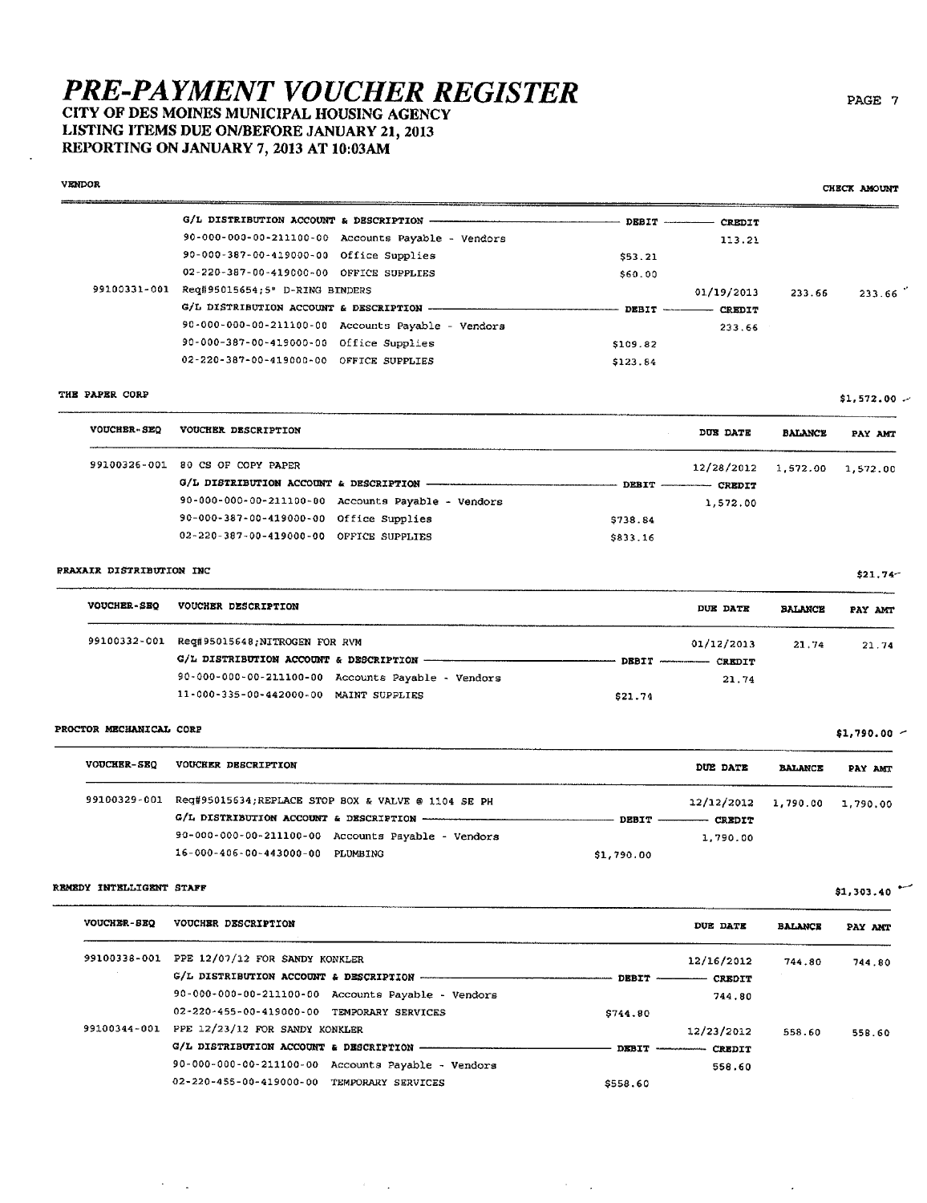# PRE-PAYMENT VOUCHER REGISTER

## CITY OF DES MOINES MUNICIPAL HOUSING AGENCY
## LISTING ITEMS DUE ON/BEFORE JANUARY 21, 2013
## REPORTING ON JANUARY 7, 2013 AT 10:03AM

VENDOR | CHECK AMOUNT

| | | | | | |
|---|---|---|---|---|---|
| | G/L DISTRIBUTION ACCOUNT & DESCRIPTION | DEBIT | CREDIT | | |
| | 90-000-000-00-211100-00 Accounts Payable - Vendors | | 113.21 | | |
| | 90-000-387-00-419000-00 Office Supplies | $53.21 | | | |
| | 02-220-387-00-419000-00 OFFICE SUPPLIES | $60.00 | | | |
| 99100331-001 | Req#95015654;5" D-RING BINDERS | | 01/19/2013 | 233.66 | 233.66 |
| | G/L DISTRIBUTION ACCOUNT & DESCRIPTION | DEBIT | CREDIT | | |
| | 90-000-000-00-211100-00 Accounts Payable - Vendors | | 233.66 | | |
| | 90-000-387-00-419000-00 Office Supplies | $109.82 | | | |
| | 02-220-387-00-419000-00 OFFICE SUPPLIES | $123.84 | | | |

**THE PAPER CORP** — $1,572.00

| VOUCHER-SEQ | VOUCHER DESCRIPTION | | DUE DATE | BALANCE | PAY AMT |
|---|---|---|---|---|---|
| 99100326-001 | 80 CS OF COPY PAPER | | 12/28/2012 | 1,572.00 | 1,572.00 |
| | G/L DISTRIBUTION ACCOUNT & DESCRIPTION | DEBIT | CREDIT | | |
| | 90-000-000-00-211100-00 Accounts Payable - Vendors | | 1,572.00 | | |
| | 90-000-387-00-419000-00 Office Supplies | $738.84 | | | |
| | 02-220-387-00-419000-00 OFFICE SUPPLIES | $833.16 | | | |

**PRAXAIR DISTRIBUTION INC** — $21.74

| VOUCHER-SEQ | VOUCHER DESCRIPTION | | DUE DATE | BALANCE | PAY AMT |
|---|---|---|---|---|---|
| 99100332-001 | Req#95015648;NITROGEN FOR RVM | | 01/12/2013 | 21.74 | 21.74 |
| | G/L DISTRIBUTION ACCOUNT & DESCRIPTION | DEBIT | CREDIT | | |
| | 90-000-000-00-211100-00 Accounts Payable - Vendors | | 21.74 | | |
| | 11-000-335-00-442000-00 MAINT SUPPLIES | $21.74 | | | |

**PROCTOR MECHANICAL CORP** — $1,790.00

| VOUCHER-SEQ | VOUCHER DESCRIPTION | | DUE DATE | BALANCE | PAY AMT |
|---|---|---|---|---|---|
| 99100329-001 | Req#95015634;REPLACE STOP BOX & VALVE @ 1104 SE PH | | 12/12/2012 | 1,790.00 | 1,790.00 |
| | G/L DISTRIBUTION ACCOUNT & DESCRIPTION | DEBIT | CREDIT | | |
| | 90-000-000-00-211100-00 Accounts Payable - Vendors | | 1,790.00 | | |
| | 16-000-406-00-443000-00 PLUMBING | $1,790.00 | | | |

**REMEDY INTELLIGENT STAFF** — $1,303.40

| VOUCHER-SEQ | VOUCHER DESCRIPTION | | DUE DATE | BALANCE | PAY AMT |
|---|---|---|---|---|---|
| 99100338-001 | PPE 12/07/12 FOR SANDY KONKLER | | 12/16/2012 | 744.80 | 744.80 |
| | G/L DISTRIBUTION ACCOUNT & DESCRIPTION | DEBIT | CREDIT | | |
| | 90-000-000-00-211100-00 Accounts Payable - Vendors | | 744.80 | | |
| | 02-220-455-00-419000-00 TEMPORARY SERVICES | $744.80 | | | |
| 99100344-001 | PPE 12/23/12 FOR SANDY KONKLER | | 12/23/2012 | 558.60 | 558.60 |
| | G/L DISTRIBUTION ACCOUNT & DESCRIPTION | DEBIT | CREDIT | | |
| | 90-000-000-00-211100-00 Accounts Payable - Vendors | | 558.60 | | |
| | 02-220-455-00-419000-00 TEMPORARY SERVICES | $558.60 | | | |